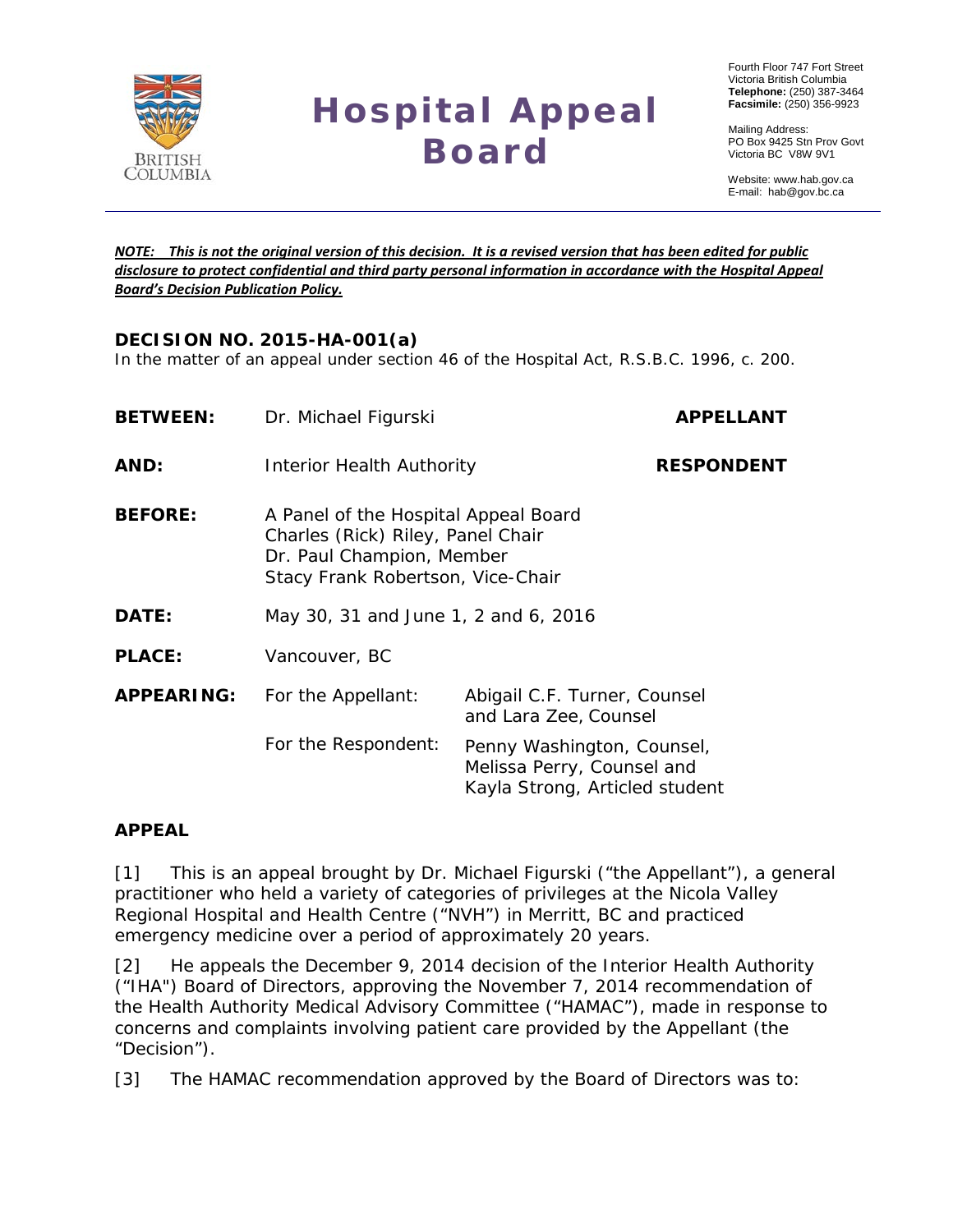# Hospital Appeal Board

Fourth Floor 747 Fort Street
Victoria British Columbia
**Telephone:** (250) 387-3464
**Facsimile:** (250) 356-9923

Mailing Address:
PO Box 9425 Stn Prov Govt
Victoria BC V8W 9V1

Website: www.hab.gov.ca
E-mail: hab@gov.bc.ca

***NOTE: This is not the original version of this decision. It is a revised version that has been edited for public disclosure to protect confidential and third party personal information in accordance with the Hospital Appeal Board's Decision Publication Policy.***

**DECISION NO. 2015-HA-001(a)**

In the matter of an appeal under section 46 of the Hospital Act, R.S.B.C. 1996, c. 200.

| | | |
|---|---|---|
| **BETWEEN:** | Dr. Michael Figurski | **APPELLANT** |
| **AND:** | Interior Health Authority | **RESPONDENT** |
| **BEFORE:** | A Panel of the Hospital Appeal Board<br>Charles (Rick) Riley, Panel Chair<br>Dr. Paul Champion, Member<br>Stacy Frank Robertson, Vice-Chair | |
| **DATE:** | May 30, 31 and June 1, 2 and 6, 2016 | |
| **PLACE:** | Vancouver, BC | |
| **APPEARING:** | For the Appellant: | Abigail C.F. Turner, Counsel and Lara Zee, Counsel |
| | For the Respondent: | Penny Washington, Counsel, Melissa Perry, Counsel and Kayla Strong, Articled student |

## APPEAL

[1] This is an appeal brought by Dr. Michael Figurski ("the Appellant"), a general practitioner who held a variety of categories of privileges at the Nicola Valley Regional Hospital and Health Centre ("NVH") in Merritt, BC and practiced emergency medicine over a period of approximately 20 years.

[2] He appeals the December 9, 2014 decision of the Interior Health Authority ("IHA") Board of Directors, approving the November 7, 2014 recommendation of the Health Authority Medical Advisory Committee ("HAMAC"), made in response to concerns and complaints involving patient care provided by the Appellant (the "Decision").

[3] The HAMAC recommendation approved by the Board of Directors was to: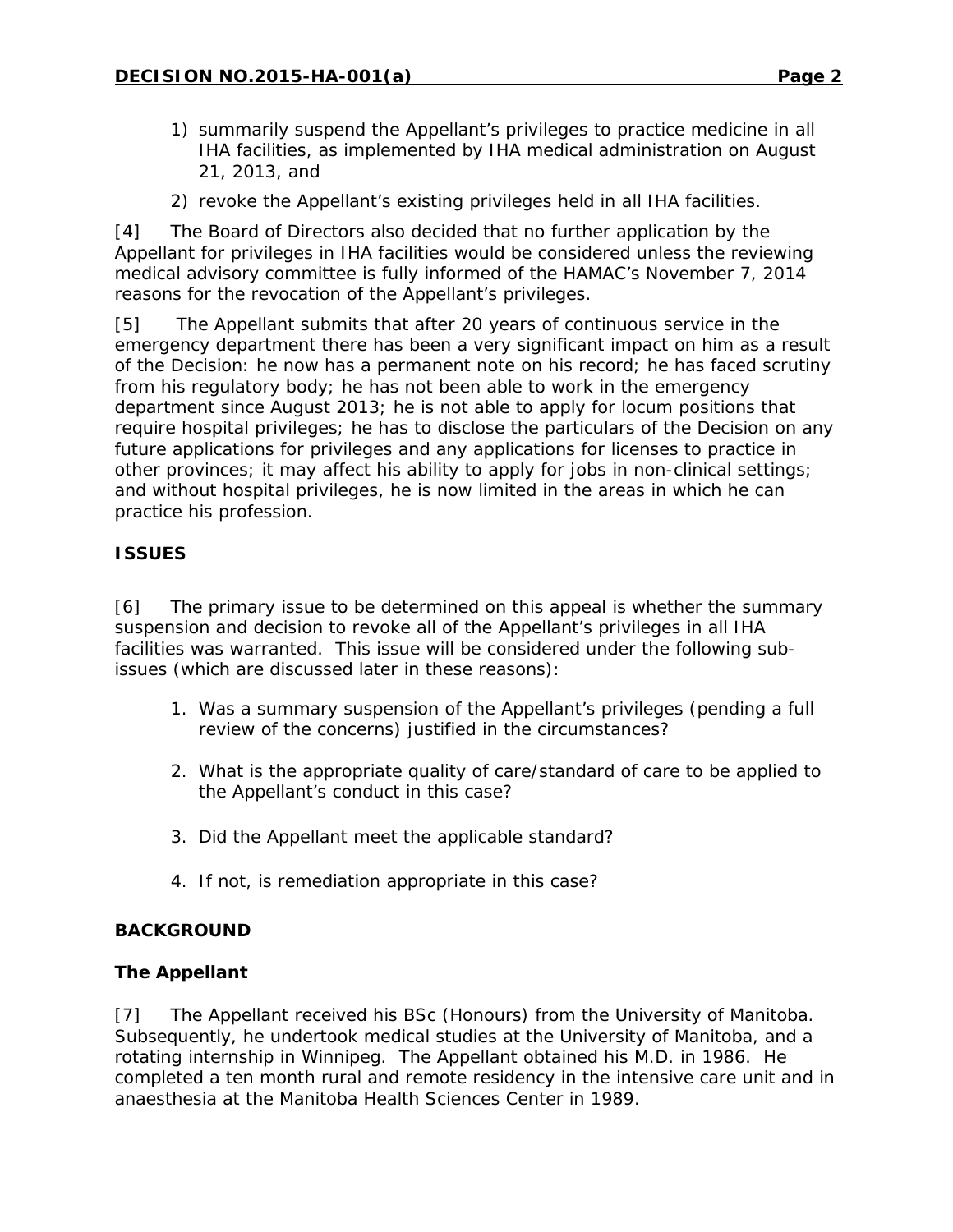1) summarily suspend the Appellant's privileges to practice medicine in all IHA facilities, as implemented by IHA medical administration on August 21, 2013, and

2) revoke the Appellant's existing privileges held in all IHA facilities.

[4] The Board of Directors also decided that no further application by the Appellant for privileges in IHA facilities would be considered unless the reviewing medical advisory committee is fully informed of the HAMAC's November 7, 2014 reasons for the revocation of the Appellant's privileges.

[5] The Appellant submits that after 20 years of continuous service in the emergency department there has been a very significant impact on him as a result of the Decision: he now has a permanent note on his record; he has faced scrutiny from his regulatory body; he has not been able to work in the emergency department since August 2013; he is not able to apply for locum positions that require hospital privileges; he has to disclose the particulars of the Decision on any future applications for privileges and any applications for licenses to practice in other provinces; it may affect his ability to apply for jobs in non-clinical settings; and without hospital privileges, he is now limited in the areas in which he can practice his profession.

## ISSUES

[6] The primary issue to be determined on this appeal is whether the summary suspension and decision to revoke all of the Appellant's privileges in all IHA facilities was warranted. This issue will be considered under the following sub-issues (which are discussed later in these reasons):

1. Was a summary suspension of the Appellant's privileges (pending a full review of the concerns) justified in the circumstances?

2. What is the appropriate quality of care/standard of care to be applied to the Appellant's conduct in this case?

3. Did the Appellant meet the applicable standard?

4. If not, is remediation appropriate in this case?

## BACKGROUND

### The Appellant

[7] The Appellant received his BSc (Honours) from the University of Manitoba. Subsequently, he undertook medical studies at the University of Manitoba, and a rotating internship in Winnipeg. The Appellant obtained his M.D. in 1986. He completed a ten month rural and remote residency in the intensive care unit and in anaesthesia at the Manitoba Health Sciences Center in 1989.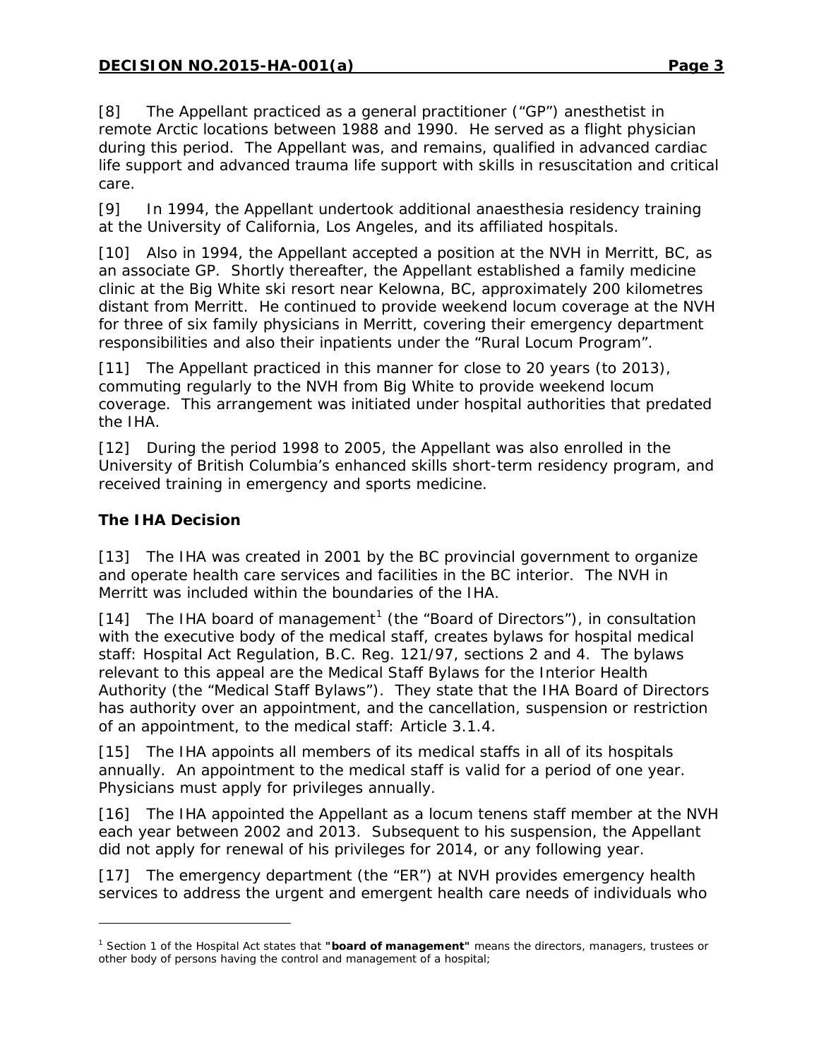[8] The Appellant practiced as a general practitioner ("GP") anesthetist in remote Arctic locations between 1988 and 1990. He served as a flight physician during this period. The Appellant was, and remains, qualified in advanced cardiac life support and advanced trauma life support with skills in resuscitation and critical care.

[9] In 1994, the Appellant undertook additional anaesthesia residency training at the University of California, Los Angeles, and its affiliated hospitals.

[10] Also in 1994, the Appellant accepted a position at the NVH in Merritt, BC, as an associate GP. Shortly thereafter, the Appellant established a family medicine clinic at the Big White ski resort near Kelowna, BC, approximately 200 kilometres distant from Merritt. He continued to provide weekend locum coverage at the NVH for three of six family physicians in Merritt, covering their emergency department responsibilities and also their inpatients under the "Rural Locum Program".

[11] The Appellant practiced in this manner for close to 20 years (to 2013), commuting regularly to the NVH from Big White to provide weekend locum coverage. This arrangement was initiated under hospital authorities that predated the IHA.

[12] During the period 1998 to 2005, the Appellant was also enrolled in the University of British Columbia's enhanced skills short-term residency program, and received training in emergency and sports medicine.

**The IHA Decision**

[13] The IHA was created in 2001 by the BC provincial government to organize and operate health care services and facilities in the BC interior. The NVH in Merritt was included within the boundaries of the IHA.

[14] The IHA board of management[1] (the "Board of Directors"), in consultation with the executive body of the medical staff, creates bylaws for hospital medical staff: Hospital Act Regulation, B.C. Reg. 121/97, sections 2 and 4. The bylaws relevant to this appeal are the Medical Staff Bylaws for the Interior Health Authority (the "Medical Staff Bylaws"). They state that the IHA Board of Directors has authority over an appointment, and the cancellation, suspension or restriction of an appointment, to the medical staff: Article 3.1.4.

[15] The IHA appoints all members of its medical staffs in all of its hospitals annually. An appointment to the medical staff is valid for a period of one year. Physicians must apply for privileges annually.

[16] The IHA appointed the Appellant as a locum tenens staff member at the NVH each year between 2002 and 2013. Subsequent to his suspension, the Appellant did not apply for renewal of his privileges for 2014, or any following year.

[17] The emergency department (the "ER") at NVH provides emergency health services to address the urgent and emergent health care needs of individuals who

---

[1] Section 1 of the Hospital Act states that **"board of management"** means the directors, managers, trustees or other body of persons having the control and management of a hospital;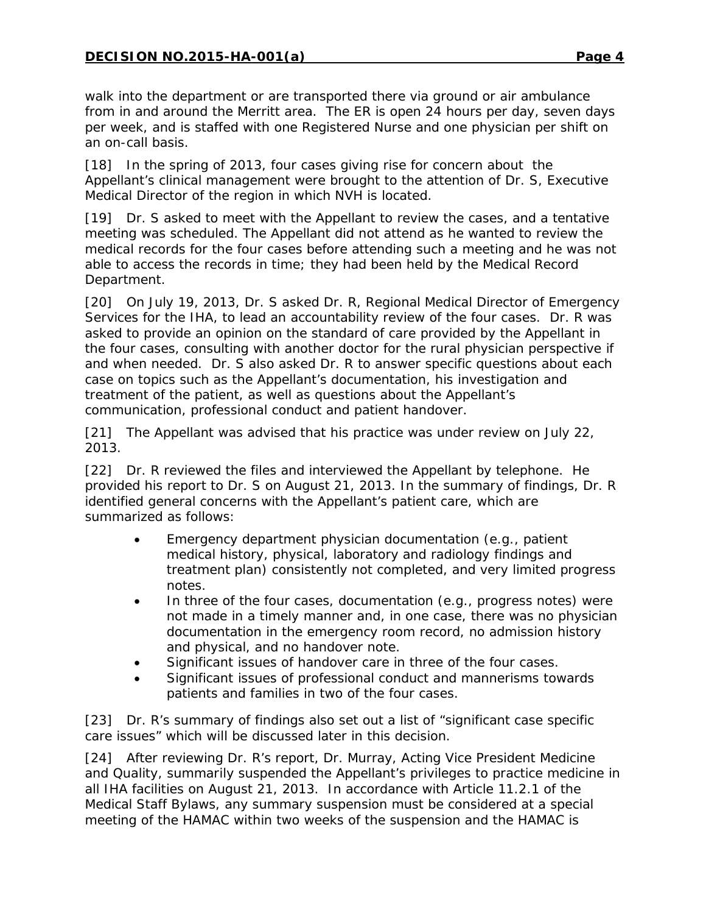walk into the department or are transported there via ground or air ambulance from in and around the Merritt area. The ER is open 24 hours per day, seven days per week, and is staffed with one Registered Nurse and one physician per shift on an on-call basis.

[18] In the spring of 2013, four cases giving rise for concern about the Appellant's clinical management were brought to the attention of Dr. S, Executive Medical Director of the region in which NVH is located.

[19] Dr. S asked to meet with the Appellant to review the cases, and a tentative meeting was scheduled. The Appellant did not attend as he wanted to review the medical records for the four cases before attending such a meeting and he was not able to access the records in time; they had been held by the Medical Record Department.

[20] On July 19, 2013, Dr. S asked Dr. R, Regional Medical Director of Emergency Services for the IHA, to lead an accountability review of the four cases. Dr. R was asked to provide an opinion on the standard of care provided by the Appellant in the four cases, consulting with another doctor for the rural physician perspective if and when needed. Dr. S also asked Dr. R to answer specific questions about each case on topics such as the Appellant's documentation, his investigation and treatment of the patient, as well as questions about the Appellant's communication, professional conduct and patient handover.

[21] The Appellant was advised that his practice was under review on July 22, 2013.

[22] Dr. R reviewed the files and interviewed the Appellant by telephone. He provided his report to Dr. S on August 21, 2013. In the summary of findings, Dr. R identified general concerns with the Appellant's patient care, which are summarized as follows:

- Emergency department physician documentation (e.g., patient medical history, physical, laboratory and radiology findings and treatment plan) consistently not completed, and very limited progress notes.
- In three of the four cases, documentation (e.g., progress notes) were not made in a timely manner and, in one case, there was no physician documentation in the emergency room record, no admission history and physical, and no handover note.
- Significant issues of handover care in three of the four cases.
- Significant issues of professional conduct and mannerisms towards patients and families in two of the four cases.

[23] Dr. R's summary of findings also set out a list of "significant case specific care issues" which will be discussed later in this decision.

[24] After reviewing Dr. R's report, Dr. Murray, Acting Vice President Medicine and Quality, summarily suspended the Appellant's privileges to practice medicine in all IHA facilities on August 21, 2013. In accordance with Article 11.2.1 of the Medical Staff Bylaws, any summary suspension must be considered at a special meeting of the HAMAC within two weeks of the suspension and the HAMAC is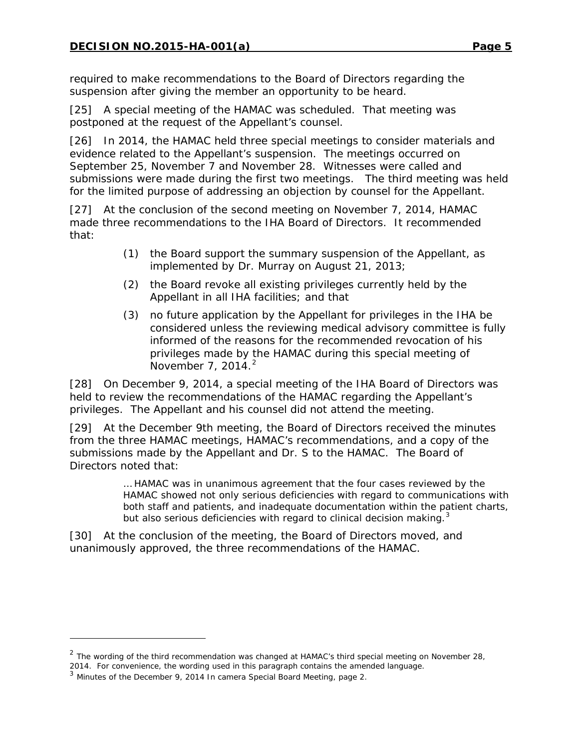required to make recommendations to the Board of Directors regarding the suspension after giving the member an opportunity to be heard.

[25] A special meeting of the HAMAC was scheduled. That meeting was postponed at the request of the Appellant's counsel.

[26] In 2014, the HAMAC held three special meetings to consider materials and evidence related to the Appellant's suspension. The meetings occurred on September 25, November 7 and November 28. Witnesses were called and submissions were made during the first two meetings. The third meeting was held for the limited purpose of addressing an objection by counsel for the Appellant.

[27] At the conclusion of the second meeting on November 7, 2014, HAMAC made three recommendations to the IHA Board of Directors. It recommended that:

> (1) the Board support the summary suspension of the Appellant, as implemented by Dr. Murray on August 21, 2013;
>
> (2) the Board revoke all existing privileges currently held by the Appellant in all IHA facilities; and that
>
> (3) no future application by the Appellant for privileges in the IHA be considered unless the reviewing medical advisory committee is fully informed of the reasons for the recommended revocation of his privileges made by the HAMAC during this special meeting of November 7, 2014.[2]

[28] On December 9, 2014, a special meeting of the IHA Board of Directors was held to review the recommendations of the HAMAC regarding the Appellant's privileges. The Appellant and his counsel did not attend the meeting.

[29] At the December 9th meeting, the Board of Directors received the minutes from the three HAMAC meetings, HAMAC's recommendations, and a copy of the submissions made by the Appellant and Dr. S to the HAMAC. The Board of Directors noted that:

> … HAMAC was in unanimous agreement that the four cases reviewed by the HAMAC showed not only serious deficiencies with regard to communications with both staff and patients, and inadequate documentation within the patient charts, but also serious deficiencies with regard to clinical decision making.[3]

[30] At the conclusion of the meeting, the Board of Directors moved, and unanimously approved, the three recommendations of the HAMAC.

---

[2] The wording of the third recommendation was changed at HAMAC's third special meeting on November 28, 2014. For convenience, the wording used in this paragraph contains the amended language.

[3] Minutes of the December 9, 2014 In camera Special Board Meeting, page 2.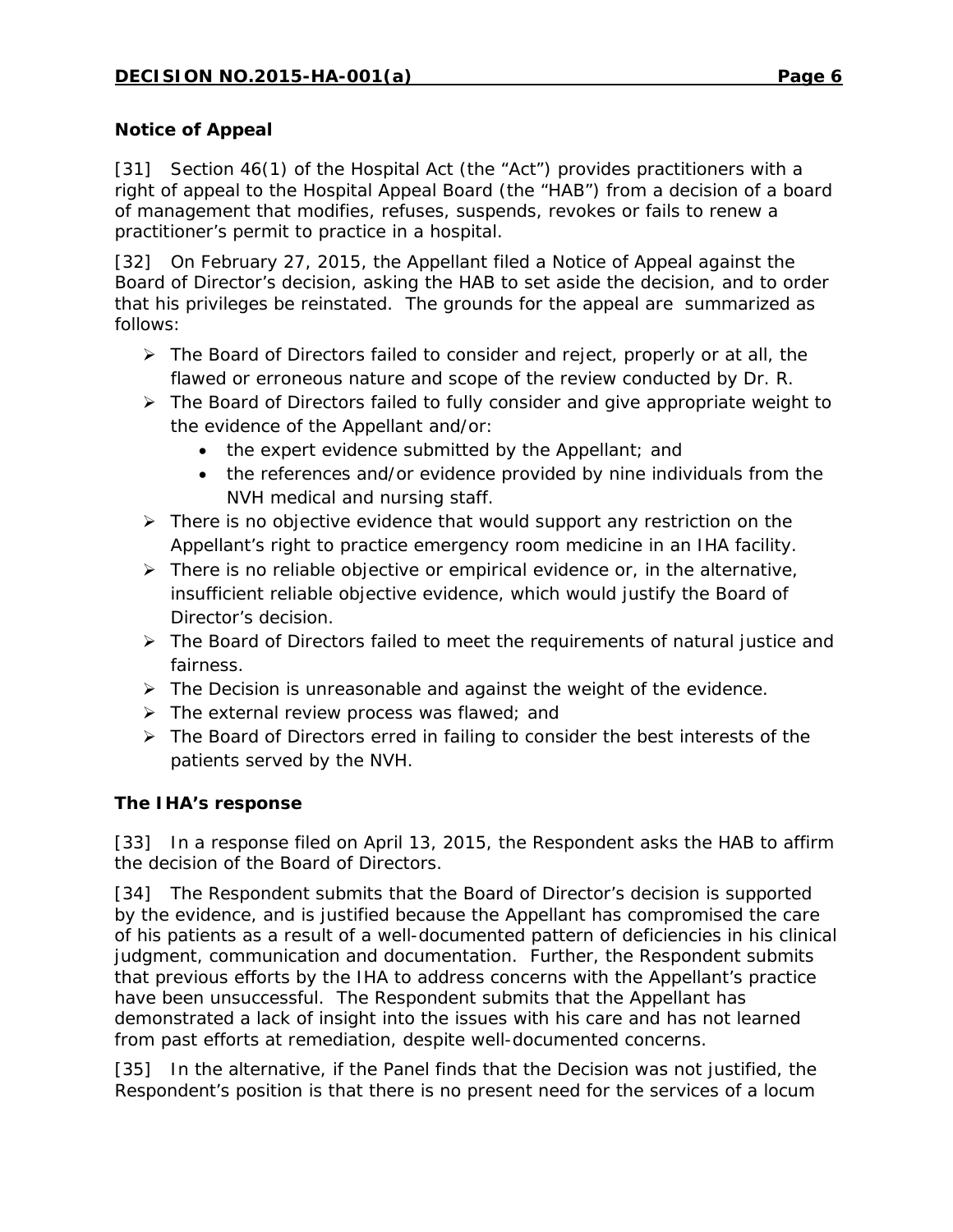**Notice of Appeal**

[31] Section 46(1) of the Hospital Act (the "Act") provides practitioners with a right of appeal to the Hospital Appeal Board (the "HAB") from a decision of a board of management that modifies, refuses, suspends, revokes or fails to renew a practitioner's permit to practice in a hospital.

[32] On February 27, 2015, the Appellant filed a Notice of Appeal against the Board of Director's decision, asking the HAB to set aside the decision, and to order that his privileges be reinstated. The grounds for the appeal are summarized as follows:

- The Board of Directors failed to consider and reject, properly or at all, the flawed or erroneous nature and scope of the review conducted by Dr. R.
- The Board of Directors failed to fully consider and give appropriate weight to the evidence of the Appellant and/or:
  - the expert evidence submitted by the Appellant; and
  - the references and/or evidence provided by nine individuals from the NVH medical and nursing staff.
- There is no objective evidence that would support any restriction on the Appellant's right to practice emergency room medicine in an IHA facility.
- There is no reliable objective or empirical evidence or, in the alternative, insufficient reliable objective evidence, which would justify the Board of Director's decision.
- The Board of Directors failed to meet the requirements of natural justice and fairness.
- The Decision is unreasonable and against the weight of the evidence.
- The external review process was flawed; and
- The Board of Directors erred in failing to consider the best interests of the patients served by the NVH.

**The IHA's response**

[33] In a response filed on April 13, 2015, the Respondent asks the HAB to affirm the decision of the Board of Directors.

[34] The Respondent submits that the Board of Director's decision is supported by the evidence, and is justified because the Appellant has compromised the care of his patients as a result of a well-documented pattern of deficiencies in his clinical judgment, communication and documentation. Further, the Respondent submits that previous efforts by the IHA to address concerns with the Appellant's practice have been unsuccessful. The Respondent submits that the Appellant has demonstrated a lack of insight into the issues with his care and has not learned from past efforts at remediation, despite well-documented concerns.

[35] In the alternative, if the Panel finds that the Decision was not justified, the Respondent's position is that there is no present need for the services of a locum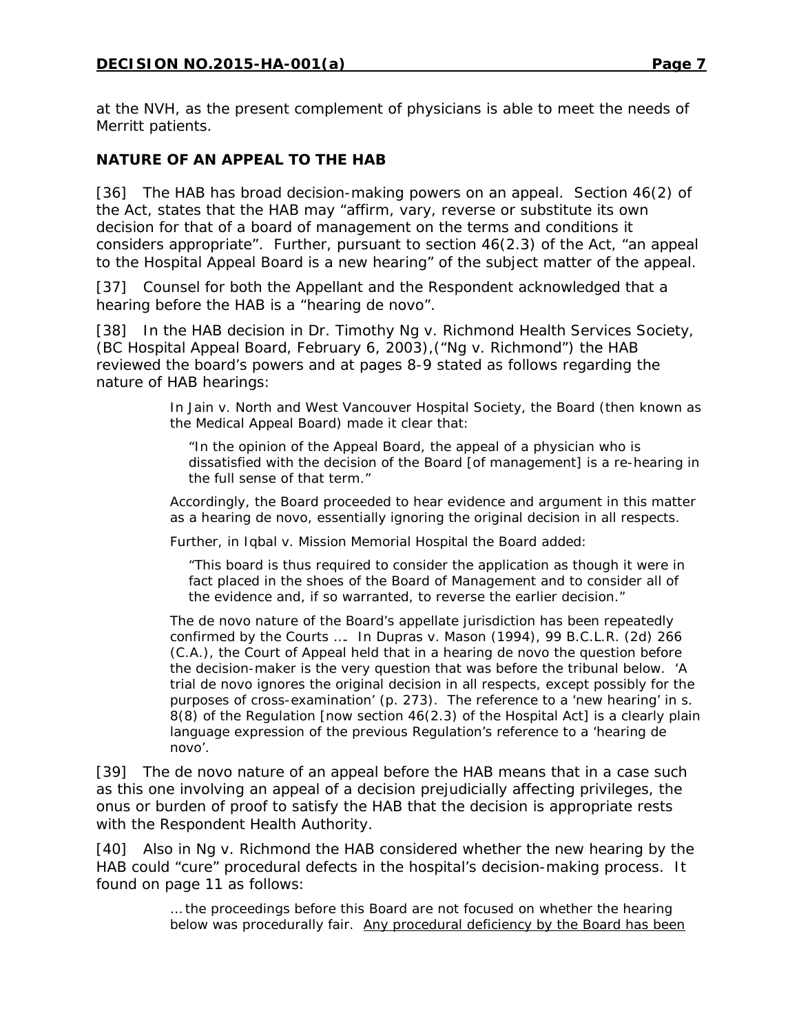at the NVH, as the present complement of physicians is able to meet the needs of Merritt patients.

### NATURE OF AN APPEAL TO THE HAB

[36] The HAB has broad decision-making powers on an appeal. Section 46(2) of the Act, states that the HAB may "affirm, vary, reverse or substitute its own decision for that of a board of management on the terms and conditions it considers appropriate". Further, pursuant to section 46(2.3) of the Act, "an appeal to the Hospital Appeal Board is a new hearing" of the subject matter of the appeal.

[37] Counsel for both the Appellant and the Respondent acknowledged that a hearing before the HAB is a "hearing de novo".

[38] In the HAB decision in Dr. Timothy Ng v. Richmond Health Services Society, (BC Hospital Appeal Board, February 6, 2003),("Ng v. Richmond") the HAB reviewed the board's powers and at pages 8-9 stated as follows regarding the nature of HAB hearings:

> In *Jain v. North and West Vancouver Hospital Society*, the Board (then known as the Medical Appeal Board) made it clear that:
>
> > "In the opinion of the Appeal Board, the appeal of a physician who is dissatisfied with the decision of the Board [of management] is a re-hearing in the full sense of that term."
>
> Accordingly, the Board proceeded to hear evidence and argument in this matter as a hearing de novo, essentially ignoring the original decision in all respects.
>
> Further, in *Iqbal v. Mission Memorial Hospital* the Board added:
>
> > "This board is thus required to consider the application as though it were in fact placed in the shoes of the Board of Management and to consider all of the evidence and, if so warranted, to reverse the earlier decision."
>
> The de novo nature of the Board's appellate jurisdiction has been repeatedly confirmed by the Courts …. In *Dupras v. Mason* (1994), 99 B.C.L.R. (2d) 266 (C.A.), the Court of Appeal held that in a hearing de novo the question before the decision-maker is the very question that was before the tribunal below. 'A trial de novo ignores the original decision in all respects, except possibly for the purposes of cross-examination' (p. 273). The reference to a 'new hearing' in s. 8(8) of the Regulation [now section 46(2.3) of the Hospital Act] is a clearly plain language expression of the previous Regulation's reference to a 'hearing de novo'.

[39] The de novo nature of an appeal before the HAB means that in a case such as this one involving an appeal of a decision prejudicially affecting privileges, the onus or burden of proof to satisfy the HAB that the decision is appropriate rests with the Respondent Health Authority.

[40] Also in Ng v. Richmond the HAB considered whether the new hearing by the HAB could "cure" procedural defects in the hospital's decision-making process. It found on page 11 as follows:

> … the proceedings before this Board are not focused on whether the hearing below was procedurally fair. <u>Any procedural deficiency by the Board has been</u>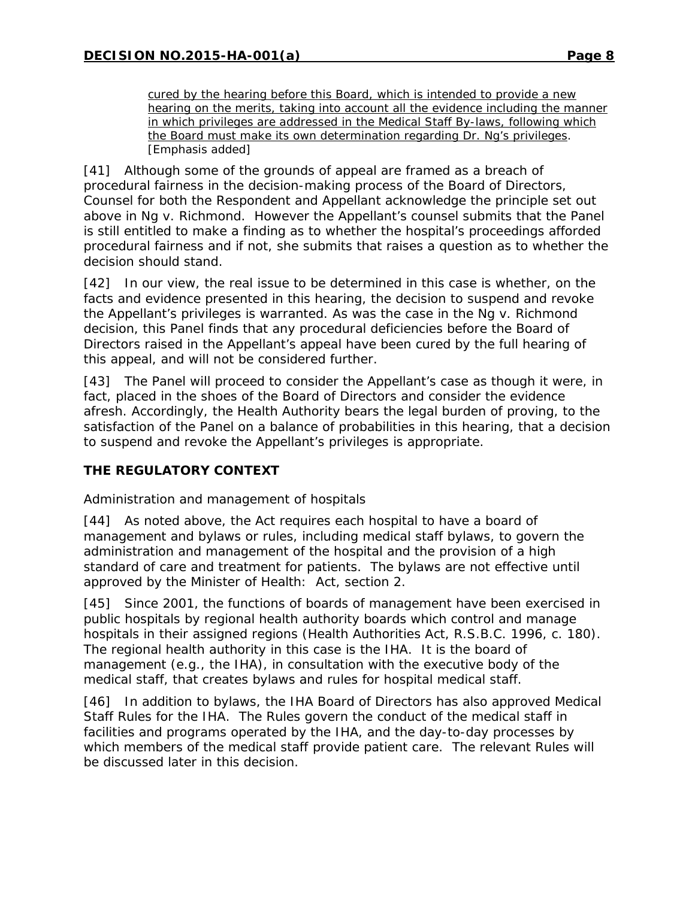> <u>cured by the hearing before this Board, which is intended to provide a new hearing on the merits, taking into account all the evidence including the manner in which privileges are addressed in the Medical Staff By-laws, following which the Board must make its own determination regarding Dr. Ng's privileges</u>. [Emphasis added]

[41] Although some of the grounds of appeal are framed as a breach of procedural fairness in the decision-making process of the Board of Directors, Counsel for both the Respondent and Appellant acknowledge the principle set out above in Ng v. Richmond. However the Appellant's counsel submits that the Panel is still entitled to make a finding as to whether the hospital's proceedings afforded procedural fairness and if not, she submits that raises a question as to whether the decision should stand.

[42] In our view, the real issue to be determined in this case is whether, on the facts and evidence presented in this hearing, the decision to suspend and revoke the Appellant's privileges is warranted. As was the case in the Ng v. Richmond decision, this Panel finds that any procedural deficiencies before the Board of Directors raised in the Appellant's appeal have been cured by the full hearing of this appeal, and will not be considered further.

[43] The Panel will proceed to consider the Appellant's case as though it were, in fact, placed in the shoes of the Board of Directors and consider the evidence afresh. Accordingly, the Health Authority bears the legal burden of proving, to the satisfaction of the Panel on a balance of probabilities in this hearing, that a decision to suspend and revoke the Appellant's privileges is appropriate.

## THE REGULATORY CONTEXT

Administration and management of hospitals

[44] As noted above, the Act requires each hospital to have a board of management and bylaws or rules, including medical staff bylaws, to govern the administration and management of the hospital and the provision of a high standard of care and treatment for patients. The bylaws are not effective until approved by the Minister of Health: Act, section 2.

[45] Since 2001, the functions of boards of management have been exercised in public hospitals by regional health authority boards which control and manage hospitals in their assigned regions (Health Authorities Act, R.S.B.C. 1996, c. 180). The regional health authority in this case is the IHA. It is the board of management (e.g., the IHA), in consultation with the executive body of the medical staff, that creates bylaws and rules for hospital medical staff.

[46] In addition to bylaws, the IHA Board of Directors has also approved Medical Staff Rules for the IHA. The Rules govern the conduct of the medical staff in facilities and programs operated by the IHA, and the day-to-day processes by which members of the medical staff provide patient care. The relevant Rules will be discussed later in this decision.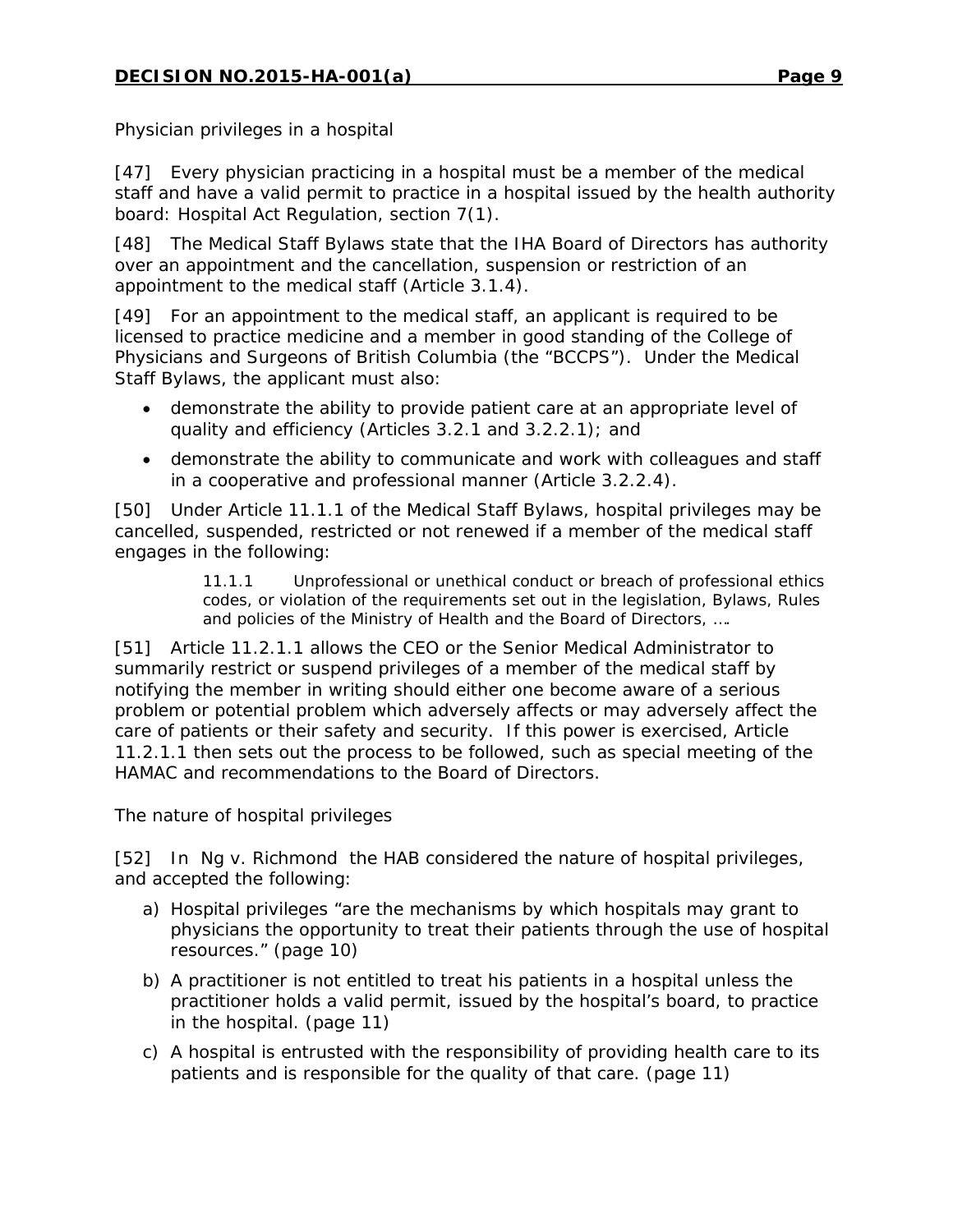Physician privileges in a hospital

[47] Every physician practicing in a hospital must be a member of the medical staff and have a valid permit to practice in a hospital issued by the health authority board: Hospital Act Regulation, section 7(1).

[48] The Medical Staff Bylaws state that the IHA Board of Directors has authority over an appointment and the cancellation, suspension or restriction of an appointment to the medical staff (Article 3.1.4).

[49] For an appointment to the medical staff, an applicant is required to be licensed to practice medicine and a member in good standing of the College of Physicians and Surgeons of British Columbia (the "BCCPS"). Under the Medical Staff Bylaws, the applicant must also:

- demonstrate the ability to provide patient care at an appropriate level of quality and efficiency (Articles 3.2.1 and 3.2.2.1); and
- demonstrate the ability to communicate and work with colleagues and staff in a cooperative and professional manner (Article 3.2.2.4).

[50] Under Article 11.1.1 of the Medical Staff Bylaws, hospital privileges may be cancelled, suspended, restricted or not renewed if a member of the medical staff engages in the following:

> 11.1.1 Unprofessional or unethical conduct or breach of professional ethics codes, or violation of the requirements set out in the legislation, Bylaws, Rules and policies of the Ministry of Health and the Board of Directors, ….

[51] Article 11.2.1.1 allows the CEO or the Senior Medical Administrator to summarily restrict or suspend privileges of a member of the medical staff by notifying the member in writing should either one become aware of a serious problem or potential problem which adversely affects or may adversely affect the care of patients or their safety and security. If this power is exercised, Article 11.2.1.1 then sets out the process to be followed, such as special meeting of the HAMAC and recommendations to the Board of Directors.

The nature of hospital privileges

[52] In *Ng v. Richmond* the HAB considered the nature of hospital privileges, and accepted the following:

a) Hospital privileges "are the mechanisms by which hospitals may grant to physicians the opportunity to treat their patients through the use of hospital resources." (page 10)

b) A practitioner is not entitled to treat his patients in a hospital unless the practitioner holds a valid permit, issued by the hospital's board, to practice in the hospital. (page 11)

c) A hospital is entrusted with the responsibility of providing health care to its patients and is responsible for the quality of that care. (page 11)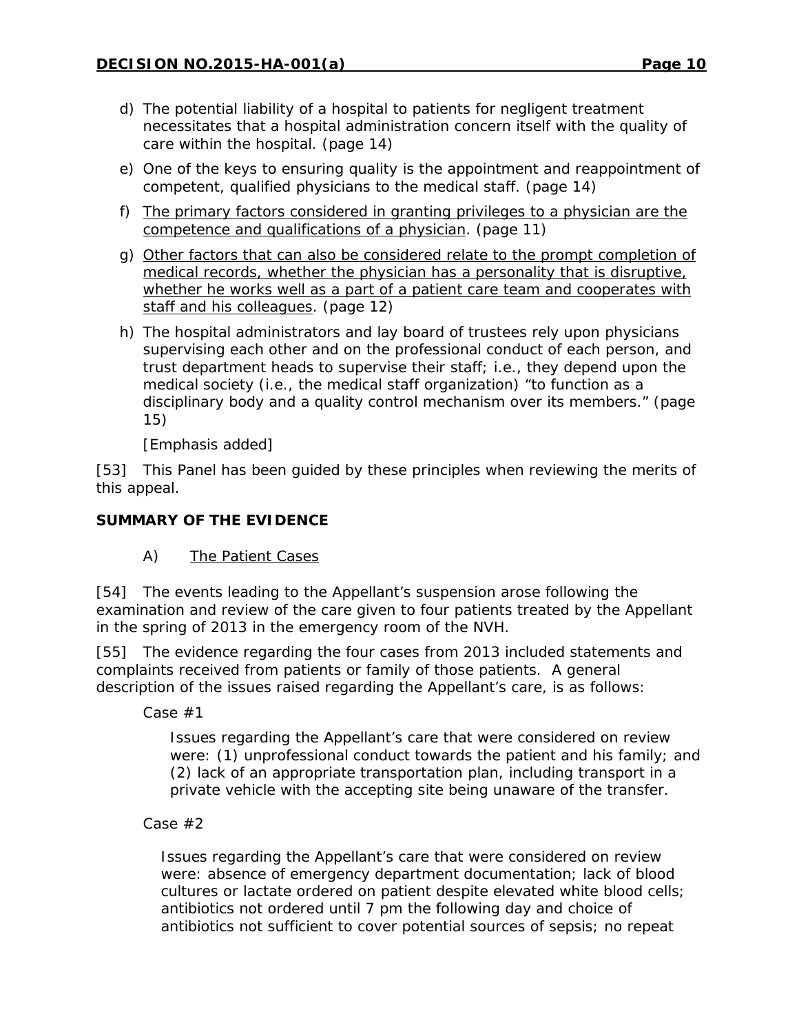d) The potential liability of a hospital to patients for negligent treatment necessitates that a hospital administration concern itself with the quality of care within the hospital. (page 14)

e) One of the keys to ensuring quality is the appointment and reappointment of competent, qualified physicians to the medical staff. (page 14)

f) <u>The primary factors considered in granting privileges to a physician are the competence and qualifications of a physician</u>. (page 11)

g) <u>Other factors that can also be considered relate to the prompt completion of medical records, whether the physician has a personality that is disruptive, whether he works well as a part of a patient care team and cooperates with staff and his colleagues</u>. (page 12)

h) The hospital administrators and lay board of trustees rely upon physicians supervising each other and on the professional conduct of each person, and trust department heads to supervise their staff; i.e., they depend upon the medical society (i.e., the medical staff organization) "to function as a disciplinary body and a quality control mechanism over its members." (page 15)

[Emphasis added]

[53] This Panel has been guided by these principles when reviewing the merits of this appeal.

## SUMMARY OF THE EVIDENCE

### A) <u>The Patient Cases</u>

[54] The events leading to the Appellant's suspension arose following the examination and review of the care given to four patients treated by the Appellant in the spring of 2013 in the emergency room of the NVH.

[55] The evidence regarding the four cases from 2013 included statements and complaints received from patients or family of those patients. A general description of the issues raised regarding the Appellant's care, is as follows:

Case #1

> Issues regarding the Appellant's care that were considered on review were: (1) unprofessional conduct towards the patient and his family; and (2) lack of an appropriate transportation plan, including transport in a private vehicle with the accepting site being unaware of the transfer.

Case #2

> Issues regarding the Appellant's care that were considered on review were: absence of emergency department documentation; lack of blood cultures or lactate ordered on patient despite elevated white blood cells; antibiotics not ordered until 7 pm the following day and choice of antibiotics not sufficient to cover potential sources of sepsis; no repeat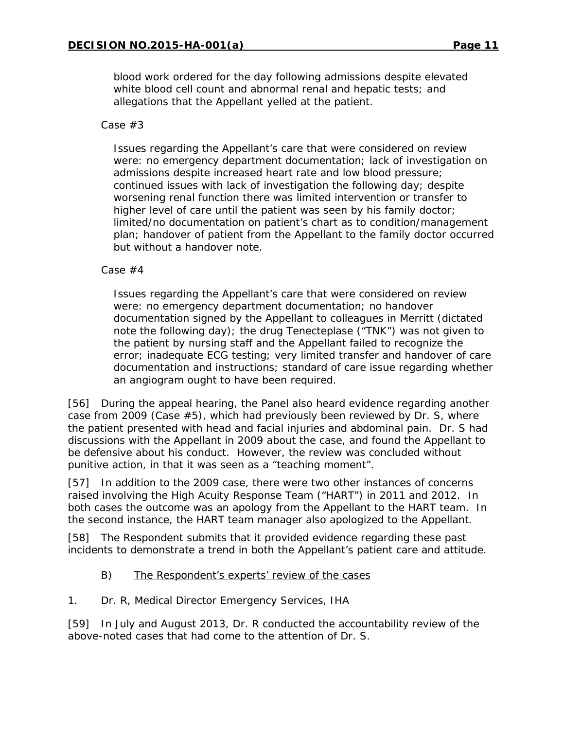blood work ordered for the day following admissions despite elevated white blood cell count and abnormal renal and hepatic tests; and allegations that the Appellant yelled at the patient.

Case #3

> Issues regarding the Appellant's care that were considered on review were: no emergency department documentation; lack of investigation on admissions despite increased heart rate and low blood pressure; continued issues with lack of investigation the following day; despite worsening renal function there was limited intervention or transfer to higher level of care until the patient was seen by his family doctor; limited/no documentation on patient's chart as to condition/management plan; handover of patient from the Appellant to the family doctor occurred but without a handover note.

Case #4

> Issues regarding the Appellant's care that were considered on review were: no emergency department documentation; no handover documentation signed by the Appellant to colleagues in Merritt (dictated note the following day); the drug Tenecteplase ("TNK") was not given to the patient by nursing staff and the Appellant failed to recognize the error; inadequate ECG testing; very limited transfer and handover of care documentation and instructions; standard of care issue regarding whether an angiogram ought to have been required.

[56] During the appeal hearing, the Panel also heard evidence regarding another case from 2009 (Case #5), which had previously been reviewed by Dr. S, where the patient presented with head and facial injuries and abdominal pain. Dr. S had discussions with the Appellant in 2009 about the case, and found the Appellant to be defensive about his conduct. However, the review was concluded without punitive action, in that it was seen as a "teaching moment".

[57] In addition to the 2009 case, there were two other instances of concerns raised involving the High Acuity Response Team ("HART") in 2011 and 2012. In both cases the outcome was an apology from the Appellant to the HART team. In the second instance, the HART team manager also apologized to the Appellant.

[58] The Respondent submits that it provided evidence regarding these past incidents to demonstrate a trend in both the Appellant's patient care and attitude.

B) <u>The Respondent's experts' review of the cases</u>

1. Dr. R, Medical Director Emergency Services, IHA

[59] In July and August 2013, Dr. R conducted the accountability review of the above-noted cases that had come to the attention of Dr. S.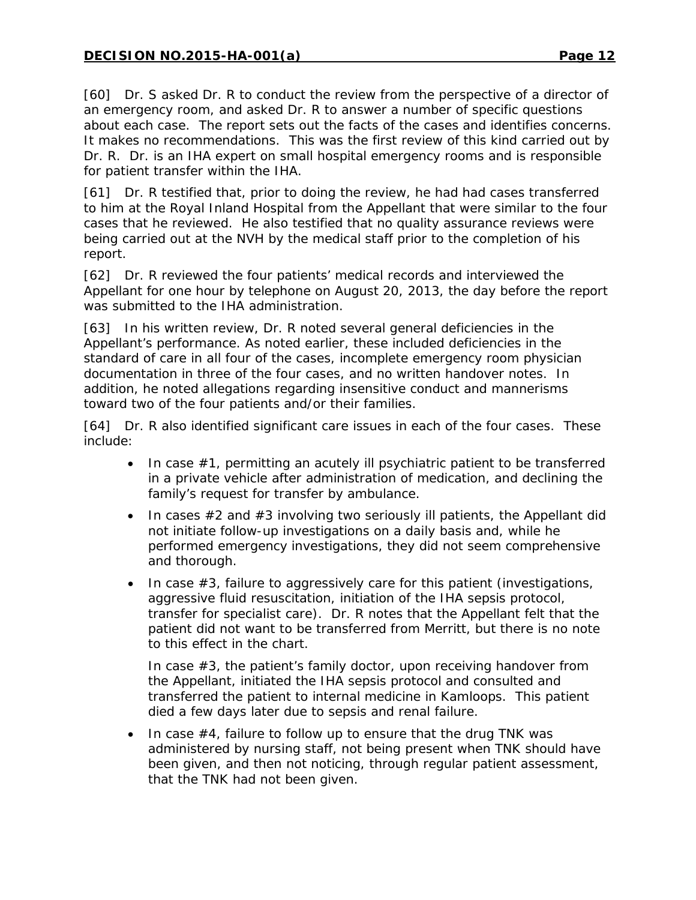[60] Dr. S asked Dr. R to conduct the review from the perspective of a director of an emergency room, and asked Dr. R to answer a number of specific questions about each case. The report sets out the facts of the cases and identifies concerns. It makes no recommendations. This was the first review of this kind carried out by Dr. R. Dr. is an IHA expert on small hospital emergency rooms and is responsible for patient transfer within the IHA.

[61] Dr. R testified that, prior to doing the review, he had had cases transferred to him at the Royal Inland Hospital from the Appellant that were similar to the four cases that he reviewed. He also testified that no quality assurance reviews were being carried out at the NVH by the medical staff prior to the completion of his report.

[62] Dr. R reviewed the four patients' medical records and interviewed the Appellant for one hour by telephone on August 20, 2013, the day before the report was submitted to the IHA administration.

[63] In his written review, Dr. R noted several general deficiencies in the Appellant's performance. As noted earlier, these included deficiencies in the standard of care in all four of the cases, incomplete emergency room physician documentation in three of the four cases, and no written handover notes. In addition, he noted allegations regarding insensitive conduct and mannerisms toward two of the four patients and/or their families.

[64] Dr. R also identified significant care issues in each of the four cases. These include:

- In case #1, permitting an acutely ill psychiatric patient to be transferred in a private vehicle after administration of medication, and declining the family's request for transfer by ambulance.
- In cases #2 and #3 involving two seriously ill patients, the Appellant did not initiate follow-up investigations on a daily basis and, while he performed emergency investigations, they did not seem comprehensive and thorough.
- In case #3, failure to aggressively care for this patient (investigations, aggressive fluid resuscitation, initiation of the IHA sepsis protocol, transfer for specialist care). Dr. R notes that the Appellant felt that the patient did not want to be transferred from Merritt, but there is no note to this effect in the chart.

  In case #3, the patient's family doctor, upon receiving handover from the Appellant, initiated the IHA sepsis protocol and consulted and transferred the patient to internal medicine in Kamloops. This patient died a few days later due to sepsis and renal failure.
- In case #4, failure to follow up to ensure that the drug TNK was administered by nursing staff, not being present when TNK should have been given, and then not noticing, through regular patient assessment, that the TNK had not been given.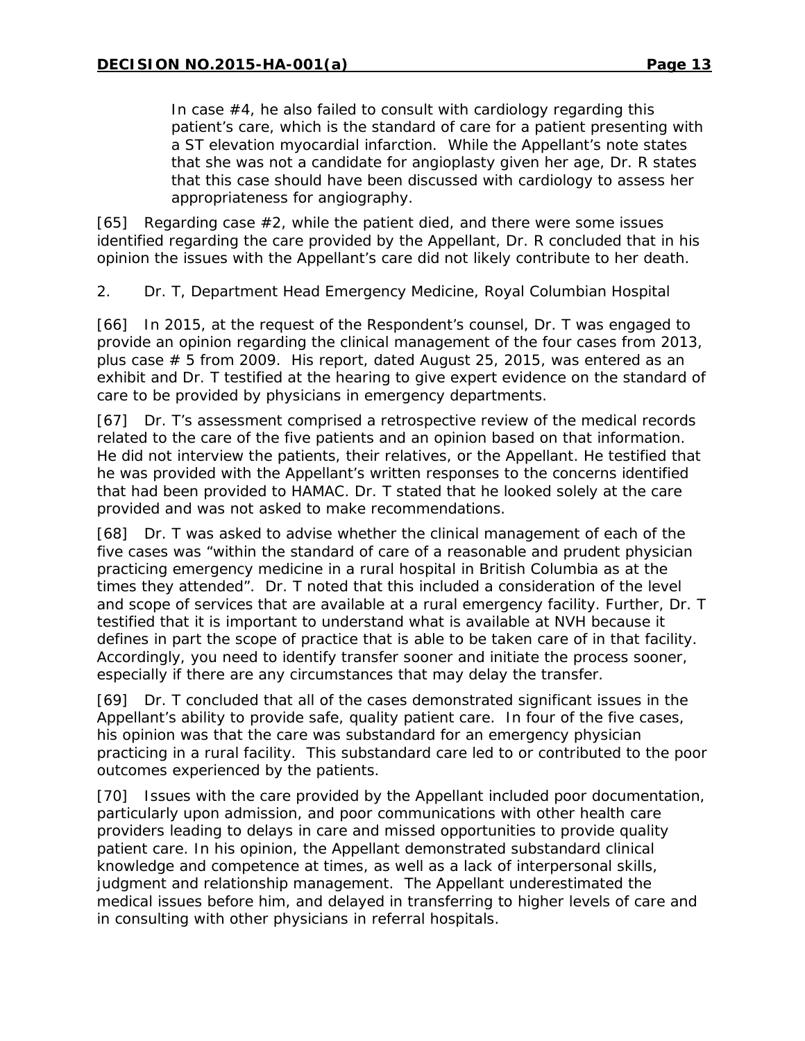> In case #4, he also failed to consult with cardiology regarding this patient's care, which is the standard of care for a patient presenting with a ST elevation myocardial infarction. While the Appellant's note states that she was not a candidate for angioplasty given her age, Dr. R states that this case should have been discussed with cardiology to assess her appropriateness for angiography.

[65] Regarding case #2, while the patient died, and there were some issues identified regarding the care provided by the Appellant, Dr. R concluded that in his opinion the issues with the Appellant's care did not likely contribute to her death.

2. Dr. T, Department Head Emergency Medicine, Royal Columbian Hospital

[66] In 2015, at the request of the Respondent's counsel, Dr. T was engaged to provide an opinion regarding the clinical management of the four cases from 2013, plus case # 5 from 2009. His report, dated August 25, 2015, was entered as an exhibit and Dr. T testified at the hearing to give expert evidence on the standard of care to be provided by physicians in emergency departments.

[67] Dr. T's assessment comprised a retrospective review of the medical records related to the care of the five patients and an opinion based on that information. He did not interview the patients, their relatives, or the Appellant. He testified that he was provided with the Appellant's written responses to the concerns identified that had been provided to HAMAC. Dr. T stated that he looked solely at the care provided and was not asked to make recommendations.

[68] Dr. T was asked to advise whether the clinical management of each of the five cases was "within the standard of care of a reasonable and prudent physician practicing emergency medicine in a rural hospital in British Columbia as at the times they attended". Dr. T noted that this included a consideration of the level and scope of services that are available at a rural emergency facility. Further, Dr. T testified that it is important to understand what is available at NVH because it defines in part the scope of practice that is able to be taken care of in that facility. Accordingly, you need to identify transfer sooner and initiate the process sooner, especially if there are any circumstances that may delay the transfer.

[69] Dr. T concluded that all of the cases demonstrated significant issues in the Appellant's ability to provide safe, quality patient care. In four of the five cases, his opinion was that the care was substandard for an emergency physician practicing in a rural facility. This substandard care led to or contributed to the poor outcomes experienced by the patients.

[70] Issues with the care provided by the Appellant included poor documentation, particularly upon admission, and poor communications with other health care providers leading to delays in care and missed opportunities to provide quality patient care. In his opinion, the Appellant demonstrated substandard clinical knowledge and competence at times, as well as a lack of interpersonal skills, judgment and relationship management. The Appellant underestimated the medical issues before him, and delayed in transferring to higher levels of care and in consulting with other physicians in referral hospitals.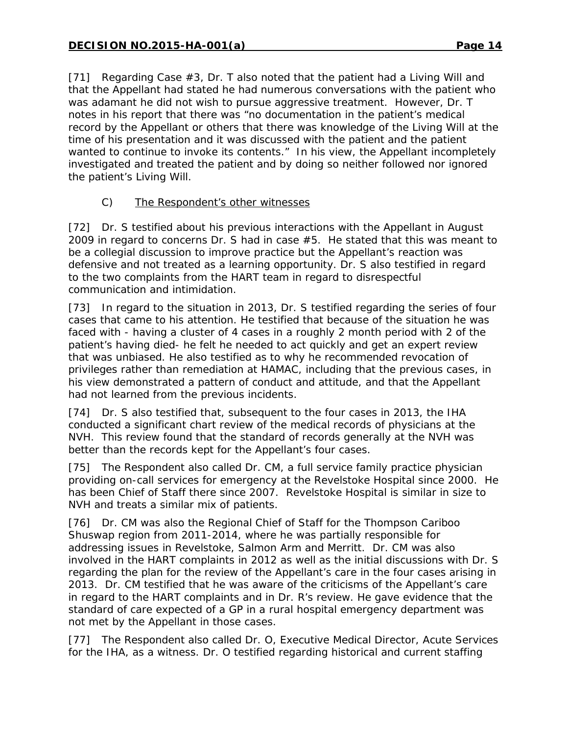[71] Regarding Case #3, Dr. T also noted that the patient had a Living Will and that the Appellant had stated he had numerous conversations with the patient who was adamant he did not wish to pursue aggressive treatment. However, Dr. T notes in his report that there was "no documentation in the patient's medical record by the Appellant or others that there was knowledge of the Living Will at the time of his presentation and it was discussed with the patient and the patient wanted to continue to invoke its contents." In his view, the Appellant incompletely investigated and treated the patient and by doing so neither followed nor ignored the patient's Living Will.

C) <u>The Respondent's other witnesses</u>

[72] Dr. S testified about his previous interactions with the Appellant in August 2009 in regard to concerns Dr. S had in case #5. He stated that this was meant to be a collegial discussion to improve practice but the Appellant's reaction was defensive and not treated as a learning opportunity. Dr. S also testified in regard to the two complaints from the HART team in regard to disrespectful communication and intimidation.

[73] In regard to the situation in 2013, Dr. S testified regarding the series of four cases that came to his attention. He testified that because of the situation he was faced with - having a cluster of 4 cases in a roughly 2 month period with 2 of the patient's having died- he felt he needed to act quickly and get an expert review that was unbiased. He also testified as to why he recommended revocation of privileges rather than remediation at HAMAC, including that the previous cases, in his view demonstrated a pattern of conduct and attitude, and that the Appellant had not learned from the previous incidents.

[74] Dr. S also testified that, subsequent to the four cases in 2013, the IHA conducted a significant chart review of the medical records of physicians at the NVH. This review found that the standard of records generally at the NVH was better than the records kept for the Appellant's four cases.

[75] The Respondent also called Dr. CM, a full service family practice physician providing on-call services for emergency at the Revelstoke Hospital since 2000. He has been Chief of Staff there since 2007. Revelstoke Hospital is similar in size to NVH and treats a similar mix of patients.

[76] Dr. CM was also the Regional Chief of Staff for the Thompson Cariboo Shuswap region from 2011-2014, where he was partially responsible for addressing issues in Revelstoke, Salmon Arm and Merritt. Dr. CM was also involved in the HART complaints in 2012 as well as the initial discussions with Dr. S regarding the plan for the review of the Appellant's care in the four cases arising in 2013. Dr. CM testified that he was aware of the criticisms of the Appellant's care in regard to the HART complaints and in Dr. R's review. He gave evidence that the standard of care expected of a GP in a rural hospital emergency department was not met by the Appellant in those cases.

[77] The Respondent also called Dr. O, Executive Medical Director, Acute Services for the IHA, as a witness. Dr. O testified regarding historical and current staffing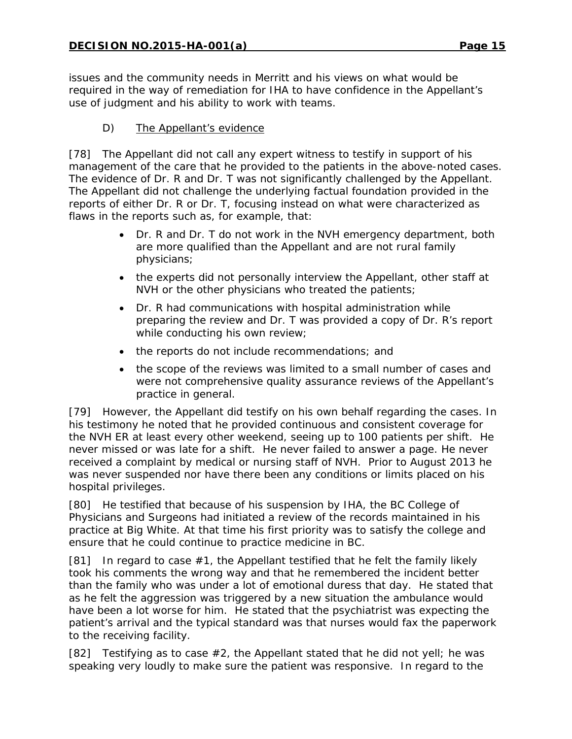issues and the community needs in Merritt and his views on what would be required in the way of remediation for IHA to have confidence in the Appellant's use of judgment and his ability to work with teams.

### D) The Appellant's evidence

[78] The Appellant did not call any expert witness to testify in support of his management of the care that he provided to the patients in the above-noted cases. The evidence of Dr. R and Dr. T was not significantly challenged by the Appellant. The Appellant did not challenge the underlying factual foundation provided in the reports of either Dr. R or Dr. T, focusing instead on what were characterized as flaws in the reports such as, for example, that:

- Dr. R and Dr. T do not work in the NVH emergency department, both are more qualified than the Appellant and are not rural family physicians;
- the experts did not personally interview the Appellant, other staff at NVH or the other physicians who treated the patients;
- Dr. R had communications with hospital administration while preparing the review and Dr. T was provided a copy of Dr. R's report while conducting his own review;
- the reports do not include recommendations; and
- the scope of the reviews was limited to a small number of cases and were not comprehensive quality assurance reviews of the Appellant's practice in general.

[79] However, the Appellant did testify on his own behalf regarding the cases. In his testimony he noted that he provided continuous and consistent coverage for the NVH ER at least every other weekend, seeing up to 100 patients per shift. He never missed or was late for a shift. He never failed to answer a page. He never received a complaint by medical or nursing staff of NVH. Prior to August 2013 he was never suspended nor have there been any conditions or limits placed on his hospital privileges.

[80] He testified that because of his suspension by IHA, the BC College of Physicians and Surgeons had initiated a review of the records maintained in his practice at Big White. At that time his first priority was to satisfy the college and ensure that he could continue to practice medicine in BC.

[81] In regard to case #1, the Appellant testified that he felt the family likely took his comments the wrong way and that he remembered the incident better than the family who was under a lot of emotional duress that day. He stated that as he felt the aggression was triggered by a new situation the ambulance would have been a lot worse for him. He stated that the psychiatrist was expecting the patient's arrival and the typical standard was that nurses would fax the paperwork to the receiving facility.

[82] Testifying as to case #2, the Appellant stated that he did not yell; he was speaking very loudly to make sure the patient was responsive. In regard to the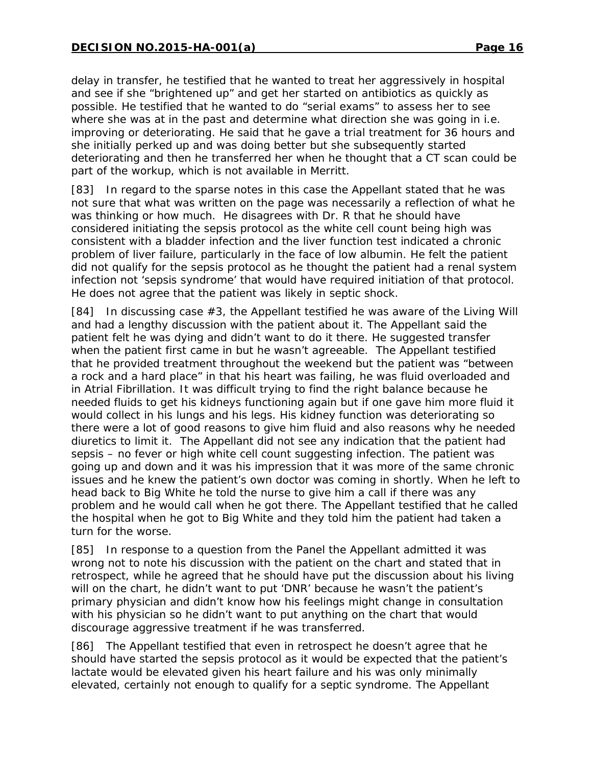delay in transfer, he testified that he wanted to treat her aggressively in hospital and see if she "brightened up" and get her started on antibiotics as quickly as possible. He testified that he wanted to do "serial exams" to assess her to see where she was at in the past and determine what direction she was going in i.e. improving or deteriorating. He said that he gave a trial treatment for 36 hours and she initially perked up and was doing better but she subsequently started deteriorating and then he transferred her when he thought that a CT scan could be part of the workup, which is not available in Merritt.

[83] In regard to the sparse notes in this case the Appellant stated that he was not sure that what was written on the page was necessarily a reflection of what he was thinking or how much. He disagrees with Dr. R that he should have considered initiating the sepsis protocol as the white cell count being high was consistent with a bladder infection and the liver function test indicated a chronic problem of liver failure, particularly in the face of low albumin. He felt the patient did not qualify for the sepsis protocol as he thought the patient had a renal system infection not 'sepsis syndrome' that would have required initiation of that protocol. He does not agree that the patient was likely in septic shock.

[84] In discussing case #3, the Appellant testified he was aware of the Living Will and had a lengthy discussion with the patient about it. The Appellant said the patient felt he was dying and didn't want to do it there. He suggested transfer when the patient first came in but he wasn't agreeable. The Appellant testified that he provided treatment throughout the weekend but the patient was "between a rock and a hard place" in that his heart was failing, he was fluid overloaded and in Atrial Fibrillation. It was difficult trying to find the right balance because he needed fluids to get his kidneys functioning again but if one gave him more fluid it would collect in his lungs and his legs. His kidney function was deteriorating so there were a lot of good reasons to give him fluid and also reasons why he needed diuretics to limit it. The Appellant did not see any indication that the patient had sepsis – no fever or high white cell count suggesting infection. The patient was going up and down and it was his impression that it was more of the same chronic issues and he knew the patient's own doctor was coming in shortly. When he left to head back to Big White he told the nurse to give him a call if there was any problem and he would call when he got there. The Appellant testified that he called the hospital when he got to Big White and they told him the patient had taken a turn for the worse.

[85] In response to a question from the Panel the Appellant admitted it was wrong not to note his discussion with the patient on the chart and stated that in retrospect, while he agreed that he should have put the discussion about his living will on the chart, he didn't want to put 'DNR' because he wasn't the patient's primary physician and didn't know how his feelings might change in consultation with his physician so he didn't want to put anything on the chart that would discourage aggressive treatment if he was transferred.

[86] The Appellant testified that even in retrospect he doesn't agree that he should have started the sepsis protocol as it would be expected that the patient's lactate would be elevated given his heart failure and his was only minimally elevated, certainly not enough to qualify for a septic syndrome. The Appellant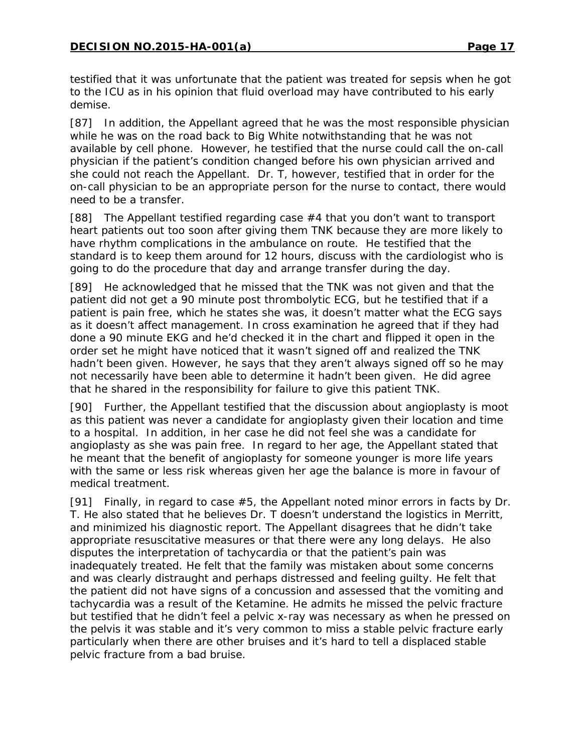testified that it was unfortunate that the patient was treated for sepsis when he got to the ICU as in his opinion that fluid overload may have contributed to his early demise.

[87] In addition, the Appellant agreed that he was the most responsible physician while he was on the road back to Big White notwithstanding that he was not available by cell phone. However, he testified that the nurse could call the on-call physician if the patient's condition changed before his own physician arrived and she could not reach the Appellant. Dr. T, however, testified that in order for the on-call physician to be an appropriate person for the nurse to contact, there would need to be a transfer.

[88] The Appellant testified regarding case #4 that you don't want to transport heart patients out too soon after giving them TNK because they are more likely to have rhythm complications in the ambulance on route. He testified that the standard is to keep them around for 12 hours, discuss with the cardiologist who is going to do the procedure that day and arrange transfer during the day.

[89] He acknowledged that he missed that the TNK was not given and that the patient did not get a 90 minute post thrombolytic ECG, but he testified that if a patient is pain free, which he states she was, it doesn't matter what the ECG says as it doesn't affect management. In cross examination he agreed that if they had done a 90 minute EKG and he'd checked it in the chart and flipped it open in the order set he might have noticed that it wasn't signed off and realized the TNK hadn't been given. However, he says that they aren't always signed off so he may not necessarily have been able to determine it hadn't been given. He did agree that he shared in the responsibility for failure to give this patient TNK.

[90] Further, the Appellant testified that the discussion about angioplasty is moot as this patient was never a candidate for angioplasty given their location and time to a hospital. In addition, in her case he did not feel she was a candidate for angioplasty as she was pain free. In regard to her age, the Appellant stated that he meant that the benefit of angioplasty for someone younger is more life years with the same or less risk whereas given her age the balance is more in favour of medical treatment.

[91] Finally, in regard to case #5, the Appellant noted minor errors in facts by Dr. T. He also stated that he believes Dr. T doesn't understand the logistics in Merritt, and minimized his diagnostic report. The Appellant disagrees that he didn't take appropriate resuscitative measures or that there were any long delays. He also disputes the interpretation of tachycardia or that the patient's pain was inadequately treated. He felt that the family was mistaken about some concerns and was clearly distraught and perhaps distressed and feeling guilty. He felt that the patient did not have signs of a concussion and assessed that the vomiting and tachycardia was a result of the Ketamine. He admits he missed the pelvic fracture but testified that he didn't feel a pelvic x-ray was necessary as when he pressed on the pelvis it was stable and it's very common to miss a stable pelvic fracture early particularly when there are other bruises and it's hard to tell a displaced stable pelvic fracture from a bad bruise.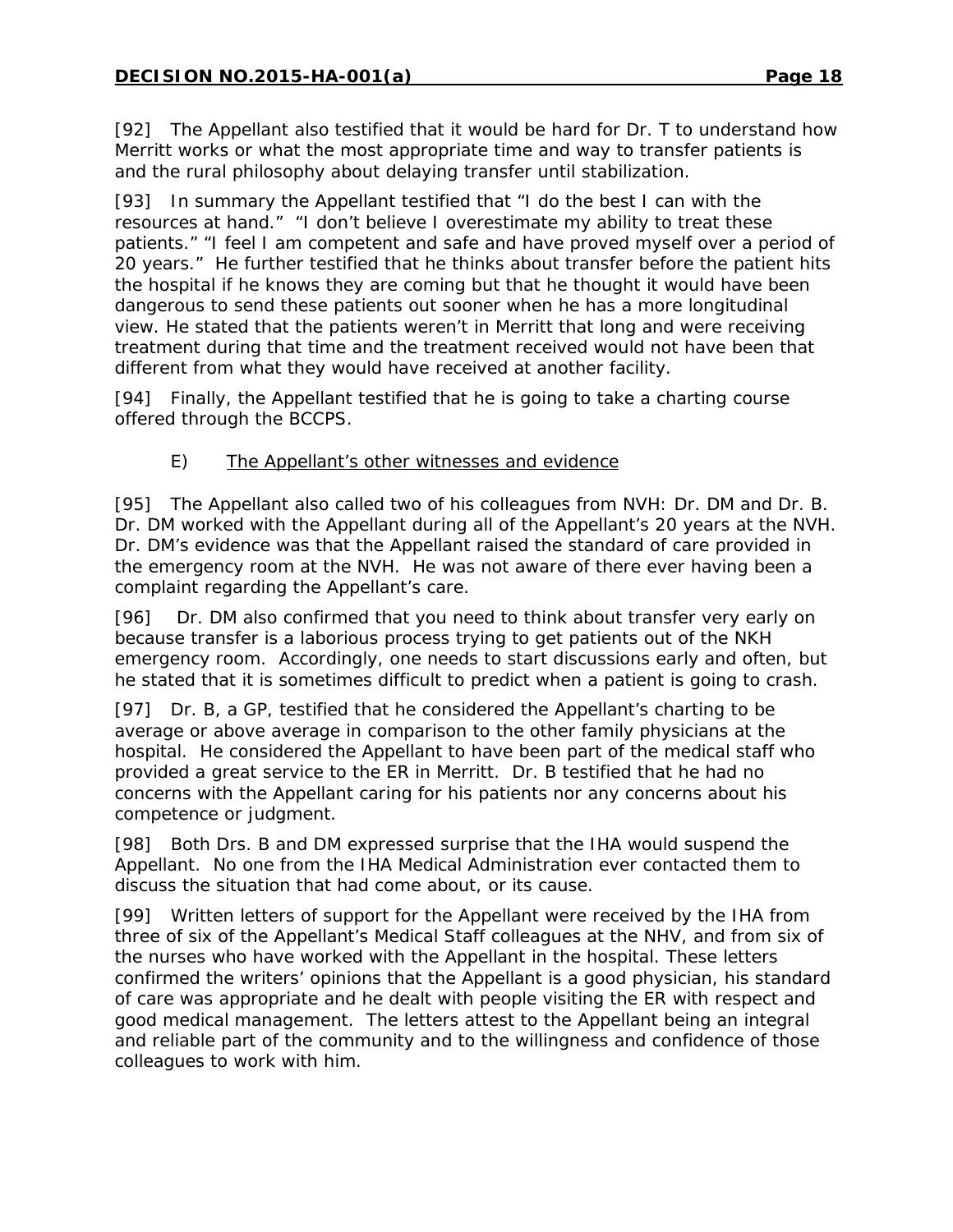[92] The Appellant also testified that it would be hard for Dr. T to understand how Merritt works or what the most appropriate time and way to transfer patients is and the rural philosophy about delaying transfer until stabilization.

[93] In summary the Appellant testified that "I do the best I can with the resources at hand." "I don't believe I overestimate my ability to treat these patients." "I feel I am competent and safe and have proved myself over a period of 20 years." He further testified that he thinks about transfer before the patient hits the hospital if he knows they are coming but that he thought it would have been dangerous to send these patients out sooner when he has a more longitudinal view. He stated that the patients weren't in Merritt that long and were receiving treatment during that time and the treatment received would not have been that different from what they would have received at another facility.

[94] Finally, the Appellant testified that he is going to take a charting course offered through the BCCPS.

E) <u>The Appellant's other witnesses and evidence</u>

[95] The Appellant also called two of his colleagues from NVH: Dr. DM and Dr. B. Dr. DM worked with the Appellant during all of the Appellant's 20 years at the NVH. Dr. DM's evidence was that the Appellant raised the standard of care provided in the emergency room at the NVH. He was not aware of there ever having been a complaint regarding the Appellant's care.

[96] Dr. DM also confirmed that you need to think about transfer very early on because transfer is a laborious process trying to get patients out of the NKH emergency room. Accordingly, one needs to start discussions early and often, but he stated that it is sometimes difficult to predict when a patient is going to crash.

[97] Dr. B, a GP, testified that he considered the Appellant's charting to be average or above average in comparison to the other family physicians at the hospital. He considered the Appellant to have been part of the medical staff who provided a great service to the ER in Merritt. Dr. B testified that he had no concerns with the Appellant caring for his patients nor any concerns about his competence or judgment.

[98] Both Drs. B and DM expressed surprise that the IHA would suspend the Appellant. No one from the IHA Medical Administration ever contacted them to discuss the situation that had come about, or its cause.

[99] Written letters of support for the Appellant were received by the IHA from three of six of the Appellant's Medical Staff colleagues at the NHV, and from six of the nurses who have worked with the Appellant in the hospital. These letters confirmed the writers' opinions that the Appellant is a good physician, his standard of care was appropriate and he dealt with people visiting the ER with respect and good medical management. The letters attest to the Appellant being an integral and reliable part of the community and to the willingness and confidence of those colleagues to work with him.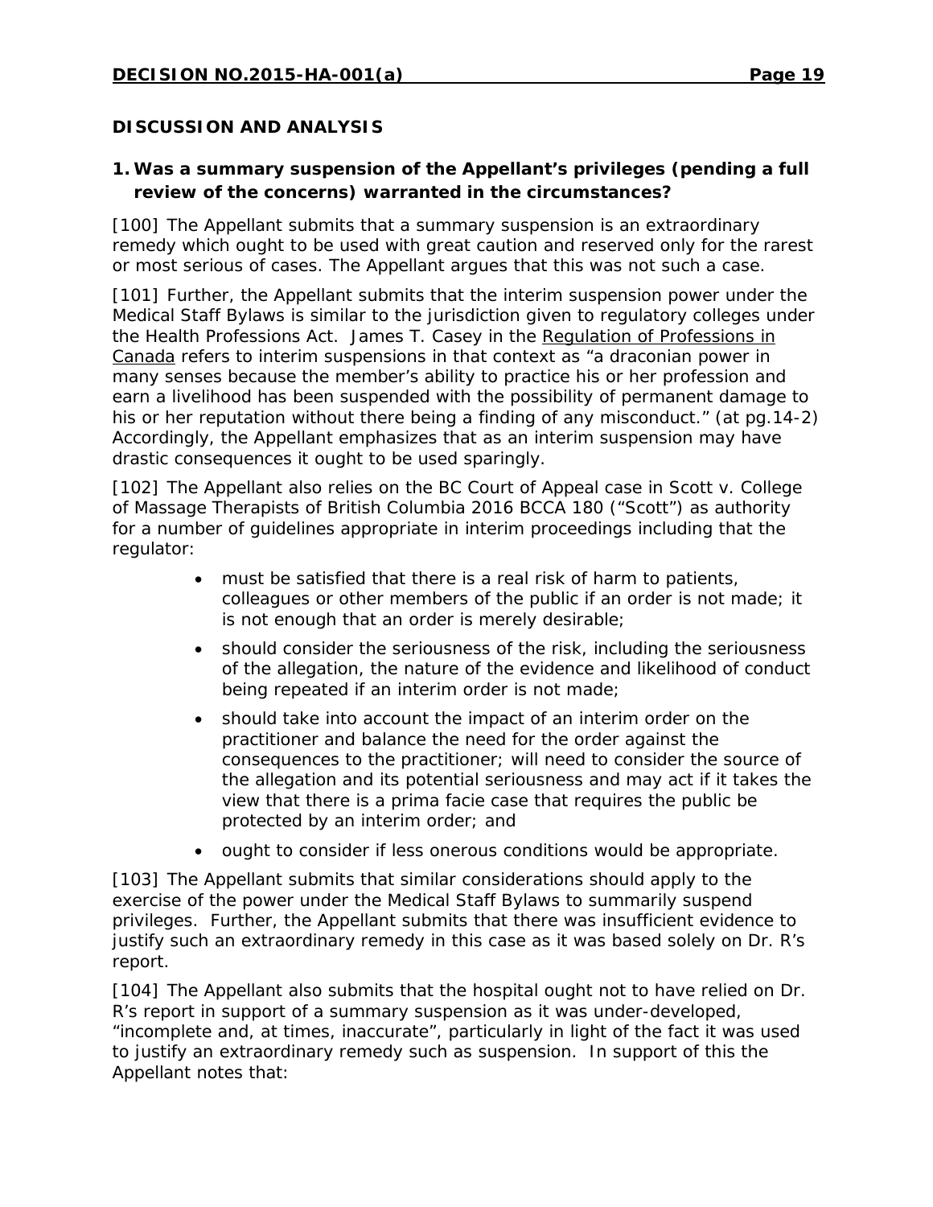## DISCUSSION AND ANALYSIS

### 1. Was a summary suspension of the Appellant's privileges (pending a full review of the concerns) warranted in the circumstances?

[100] The Appellant submits that a summary suspension is an extraordinary remedy which ought to be used with great caution and reserved only for the rarest or most serious of cases. The Appellant argues that this was not such a case.

[101] Further, the Appellant submits that the interim suspension power under the Medical Staff Bylaws is similar to the jurisdiction given to regulatory colleges under the Health Professions Act. James T. Casey in the Regulation of Professions in Canada refers to interim suspensions in that context as "a draconian power in many senses because the member's ability to practice his or her profession and earn a livelihood has been suspended with the possibility of permanent damage to his or her reputation without there being a finding of any misconduct." (at pg.14-2) Accordingly, the Appellant emphasizes that as an interim suspension may have drastic consequences it ought to be used sparingly.

[102] The Appellant also relies on the BC Court of Appeal case in Scott v. College of Massage Therapists of British Columbia 2016 BCCA 180 ("Scott") as authority for a number of guidelines appropriate in interim proceedings including that the regulator:

- must be satisfied that there is a real risk of harm to patients, colleagues or other members of the public if an order is not made; it is not enough that an order is merely desirable;
- should consider the seriousness of the risk, including the seriousness of the allegation, the nature of the evidence and likelihood of conduct being repeated if an interim order is not made;
- should take into account the impact of an interim order on the practitioner and balance the need for the order against the consequences to the practitioner; will need to consider the source of the allegation and its potential seriousness and may act if it takes the view that there is a prima facie case that requires the public be protected by an interim order; and
- ought to consider if less onerous conditions would be appropriate.

[103] The Appellant submits that similar considerations should apply to the exercise of the power under the Medical Staff Bylaws to summarily suspend privileges. Further, the Appellant submits that there was insufficient evidence to justify such an extraordinary remedy in this case as it was based solely on Dr. R's report.

[104] The Appellant also submits that the hospital ought not to have relied on Dr. R's report in support of a summary suspension as it was under-developed, "incomplete and, at times, inaccurate", particularly in light of the fact it was used to justify an extraordinary remedy such as suspension. In support of this the Appellant notes that: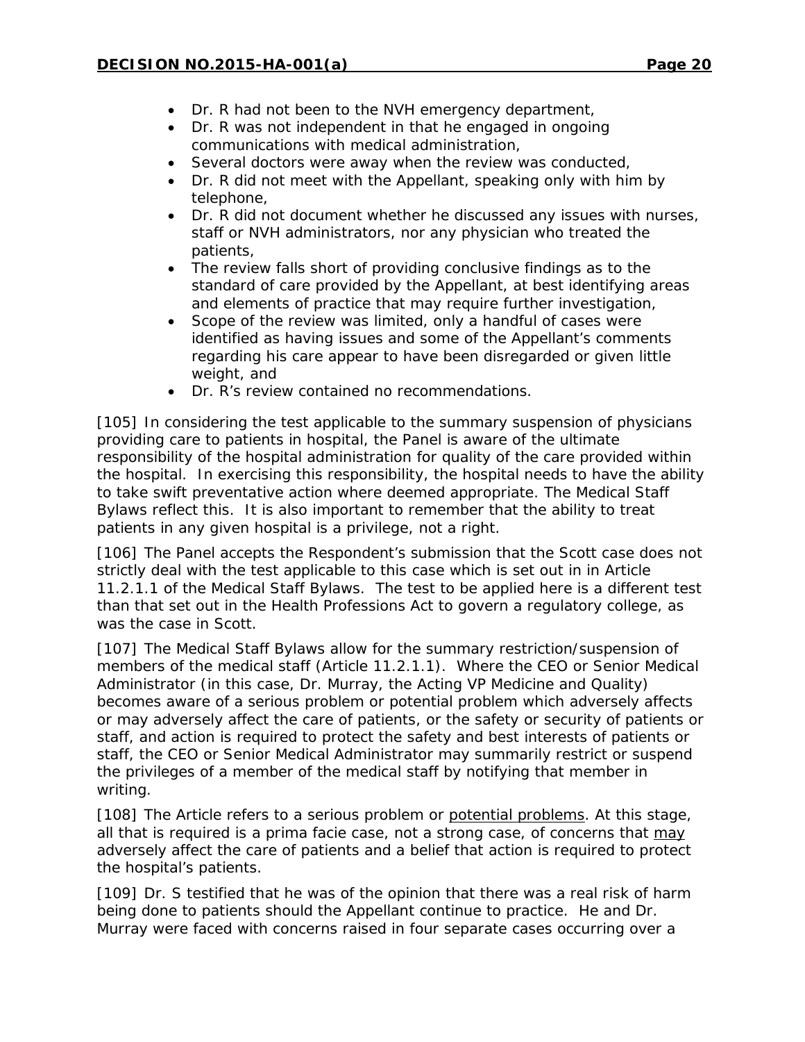- Dr. R had not been to the NVH emergency department,
- Dr. R was not independent in that he engaged in ongoing communications with medical administration,
- Several doctors were away when the review was conducted,
- Dr. R did not meet with the Appellant, speaking only with him by telephone,
- Dr. R did not document whether he discussed any issues with nurses, staff or NVH administrators, nor any physician who treated the patients,
- The review falls short of providing conclusive findings as to the standard of care provided by the Appellant, at best identifying areas and elements of practice that may require further investigation,
- Scope of the review was limited, only a handful of cases were identified as having issues and some of the Appellant's comments regarding his care appear to have been disregarded or given little weight, and
- Dr. R's review contained no recommendations.

[105] In considering the test applicable to the summary suspension of physicians providing care to patients in hospital, the Panel is aware of the ultimate responsibility of the hospital administration for quality of the care provided within the hospital. In exercising this responsibility, the hospital needs to have the ability to take swift preventative action where deemed appropriate. The Medical Staff Bylaws reflect this. It is also important to remember that the ability to treat patients in any given hospital is a privilege, not a right.

[106] The Panel accepts the Respondent's submission that the Scott case does not strictly deal with the test applicable to this case which is set out in in Article 11.2.1.1 of the Medical Staff Bylaws. The test to be applied here is a different test than that set out in the Health Professions Act to govern a regulatory college, as was the case in Scott.

[107] The Medical Staff Bylaws allow for the summary restriction/suspension of members of the medical staff (Article 11.2.1.1). Where the CEO or Senior Medical Administrator (in this case, Dr. Murray, the Acting VP Medicine and Quality) becomes aware of a serious problem or potential problem which adversely affects or may adversely affect the care of patients, or the safety or security of patients or staff, and action is required to protect the safety and best interests of patients or staff, the CEO or Senior Medical Administrator may summarily restrict or suspend the privileges of a member of the medical staff by notifying that member in writing.

[108] The Article refers to a serious problem or <u>potential problems</u>. At this stage, all that is required is a prima facie case, not a strong case, of concerns that <u>may</u> adversely affect the care of patients and a belief that action is required to protect the hospital's patients.

[109] Dr. S testified that he was of the opinion that there was a real risk of harm being done to patients should the Appellant continue to practice. He and Dr. Murray were faced with concerns raised in four separate cases occurring over a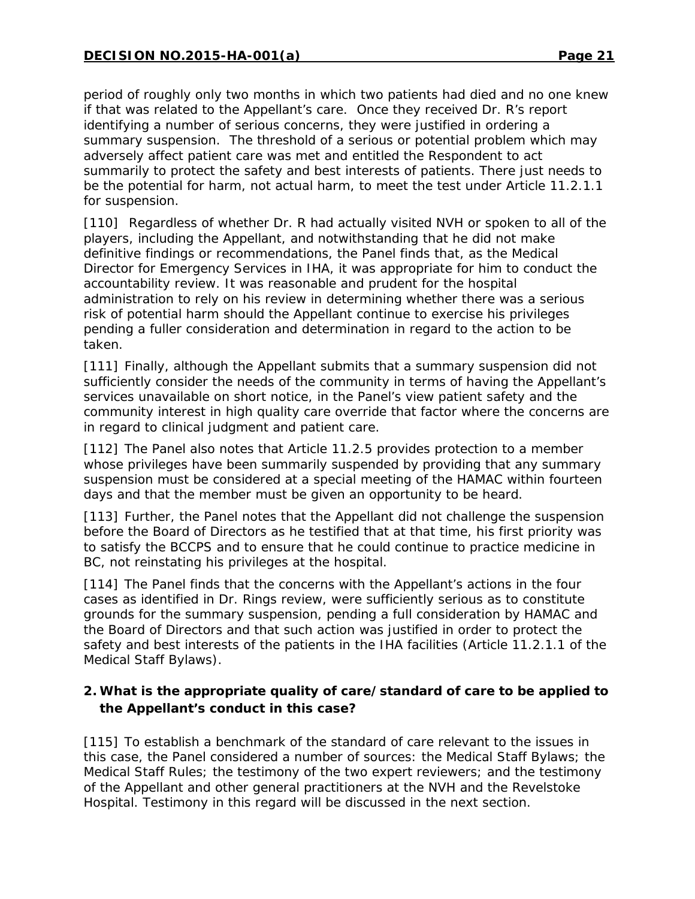period of roughly only two months in which two patients had died and no one knew if that was related to the Appellant's care. Once they received Dr. R's report identifying a number of serious concerns, they were justified in ordering a summary suspension. The threshold of a serious or potential problem which may adversely affect patient care was met and entitled the Respondent to act summarily to protect the safety and best interests of patients. There just needs to be the potential for harm, not actual harm, to meet the test under Article 11.2.1.1 for suspension.

[110] Regardless of whether Dr. R had actually visited NVH or spoken to all of the players, including the Appellant, and notwithstanding that he did not make definitive findings or recommendations, the Panel finds that, as the Medical Director for Emergency Services in IHA, it was appropriate for him to conduct the accountability review. It was reasonable and prudent for the hospital administration to rely on his review in determining whether there was a serious risk of potential harm should the Appellant continue to exercise his privileges pending a fuller consideration and determination in regard to the action to be taken.

[111] Finally, although the Appellant submits that a summary suspension did not sufficiently consider the needs of the community in terms of having the Appellant's services unavailable on short notice, in the Panel's view patient safety and the community interest in high quality care override that factor where the concerns are in regard to clinical judgment and patient care.

[112] The Panel also notes that Article 11.2.5 provides protection to a member whose privileges have been summarily suspended by providing that any summary suspension must be considered at a special meeting of the HAMAC within fourteen days and that the member must be given an opportunity to be heard.

[113] Further, the Panel notes that the Appellant did not challenge the suspension before the Board of Directors as he testified that at that time, his first priority was to satisfy the BCCPS and to ensure that he could continue to practice medicine in BC, not reinstating his privileges at the hospital.

[114] The Panel finds that the concerns with the Appellant's actions in the four cases as identified in Dr. Rings review, were sufficiently serious as to constitute grounds for the summary suspension, pending a full consideration by HAMAC and the Board of Directors and that such action was justified in order to protect the safety and best interests of the patients in the IHA facilities (Article 11.2.1.1 of the Medical Staff Bylaws).

### 2. What is the appropriate quality of care/standard of care to be applied to the Appellant's conduct in this case?

[115] To establish a benchmark of the standard of care relevant to the issues in this case, the Panel considered a number of sources: the Medical Staff Bylaws; the Medical Staff Rules; the testimony of the two expert reviewers; and the testimony of the Appellant and other general practitioners at the NVH and the Revelstoke Hospital. Testimony in this regard will be discussed in the next section.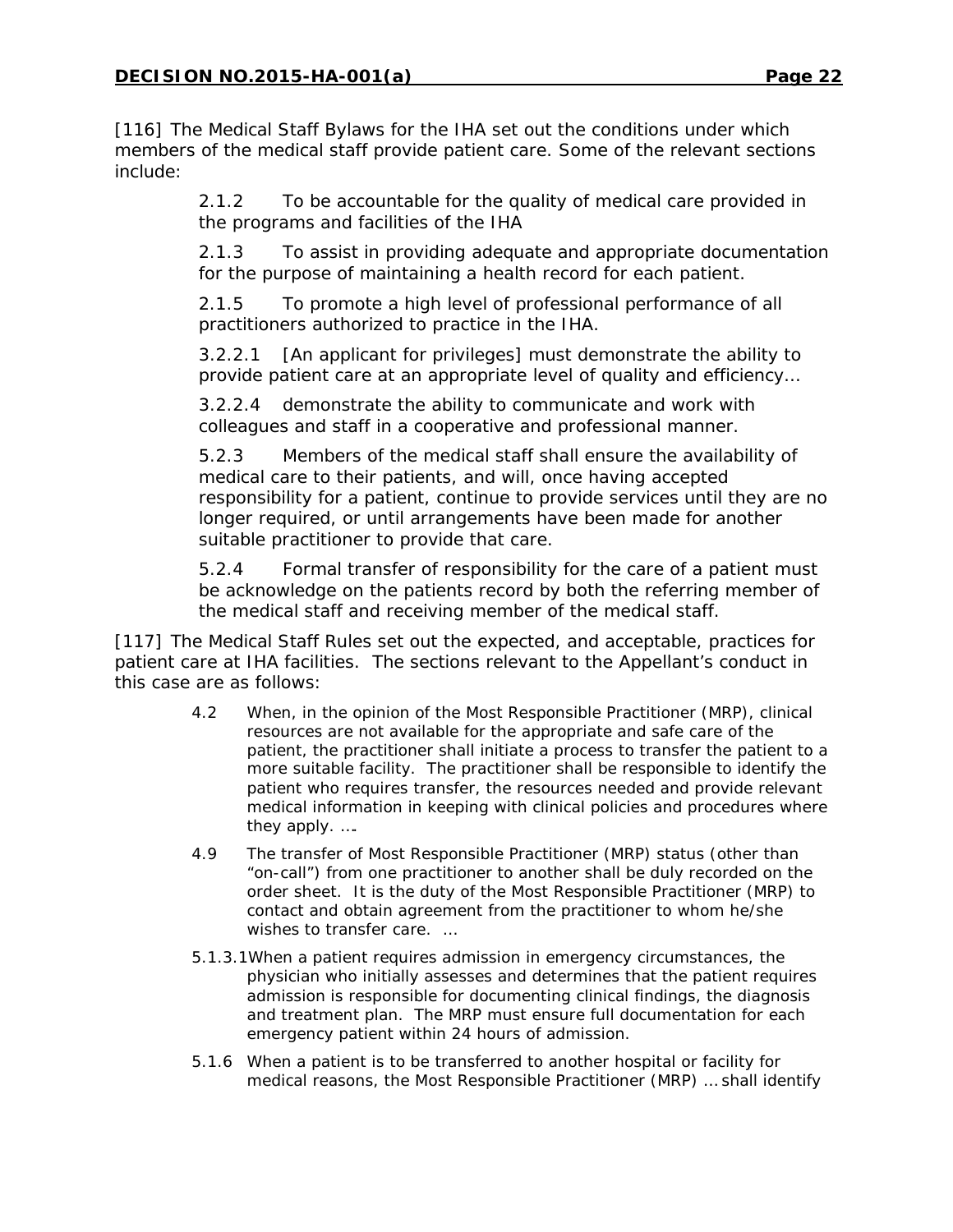[116] The Medical Staff Bylaws for the IHA set out the conditions under which members of the medical staff provide patient care. Some of the relevant sections include:

> 2.1.2 To be accountable for the quality of medical care provided in the programs and facilities of the IHA
>
> 2.1.3 To assist in providing adequate and appropriate documentation for the purpose of maintaining a health record for each patient.
>
> 2.1.5 To promote a high level of professional performance of all practitioners authorized to practice in the IHA.
>
> 3.2.2.1 [An applicant for privileges] must demonstrate the ability to provide patient care at an appropriate level of quality and efficiency…
>
> 3.2.2.4 demonstrate the ability to communicate and work with colleagues and staff in a cooperative and professional manner.
>
> 5.2.3 Members of the medical staff shall ensure the availability of medical care to their patients, and will, once having accepted responsibility for a patient, continue to provide services until they are no longer required, or until arrangements have been made for another suitable practitioner to provide that care.
>
> 5.2.4 Formal transfer of responsibility for the care of a patient must be acknowledge on the patients record by both the referring member of the medical staff and receiving member of the medical staff.

[117] The Medical Staff Rules set out the expected, and acceptable, practices for patient care at IHA facilities. The sections relevant to the Appellant's conduct in this case are as follows:

> 4.2 When, in the opinion of the Most Responsible Practitioner (MRP), clinical resources are not available for the appropriate and safe care of the patient, the practitioner shall initiate a process to transfer the patient to a more suitable facility. The practitioner shall be responsible to identify the patient who requires transfer, the resources needed and provide relevant medical information in keeping with clinical policies and procedures where they apply. ….
>
> 4.9 The transfer of Most Responsible Practitioner (MRP) status (other than "on-call") from one practitioner to another shall be duly recorded on the order sheet. It is the duty of the Most Responsible Practitioner (MRP) to contact and obtain agreement from the practitioner to whom he/she wishes to transfer care. …
>
> 5.1.3.1 When a patient requires admission in emergency circumstances, the physician who initially assesses and determines that the patient requires admission is responsible for documenting clinical findings, the diagnosis and treatment plan. The MRP must ensure full documentation for each emergency patient within 24 hours of admission.
>
> 5.1.6 When a patient is to be transferred to another hospital or facility for medical reasons, the Most Responsible Practitioner (MRP) … shall identify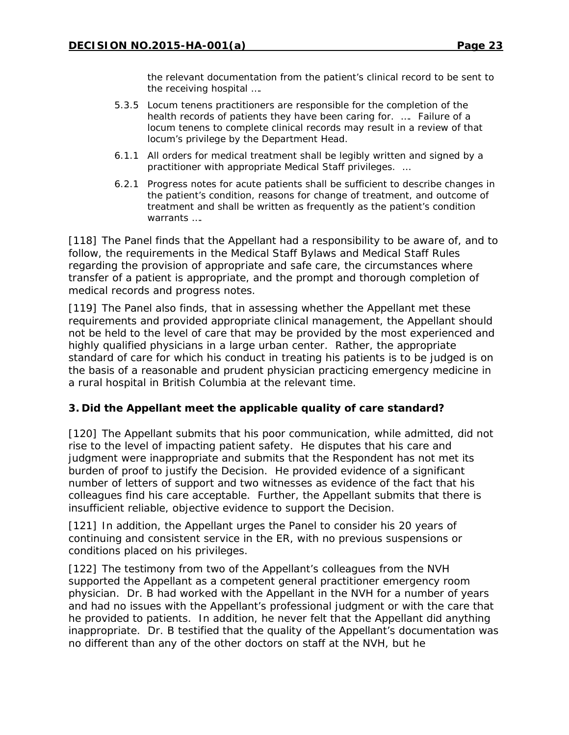the relevant documentation from the patient's clinical record to be sent to the receiving hospital ….

5.3.5 Locum tenens practitioners are responsible for the completion of the health records of patients they have been caring for. …. Failure of a locum tenens to complete clinical records may result in a review of that locum's privilege by the Department Head.

6.1.1 All orders for medical treatment shall be legibly written and signed by a practitioner with appropriate Medical Staff privileges. …

6.2.1 Progress notes for acute patients shall be sufficient to describe changes in the patient's condition, reasons for change of treatment, and outcome of treatment and shall be written as frequently as the patient's condition warrants ….

[118] The Panel finds that the Appellant had a responsibility to be aware of, and to follow, the requirements in the Medical Staff Bylaws and Medical Staff Rules regarding the provision of appropriate and safe care, the circumstances where transfer of a patient is appropriate, and the prompt and thorough completion of medical records and progress notes.

[119] The Panel also finds, that in assessing whether the Appellant met these requirements and provided appropriate clinical management, the Appellant should not be held to the level of care that may be provided by the most experienced and highly qualified physicians in a large urban center. Rather, the appropriate standard of care for which his conduct in treating his patients is to be judged is on the basis of a reasonable and prudent physician practicing emergency medicine in a rural hospital in British Columbia at the relevant time.

### 3. Did the Appellant meet the applicable quality of care standard?

[120] The Appellant submits that his poor communication, while admitted, did not rise to the level of impacting patient safety. He disputes that his care and judgment were inappropriate and submits that the Respondent has not met its burden of proof to justify the Decision. He provided evidence of a significant number of letters of support and two witnesses as evidence of the fact that his colleagues find his care acceptable. Further, the Appellant submits that there is insufficient reliable, objective evidence to support the Decision.

[121] In addition, the Appellant urges the Panel to consider his 20 years of continuing and consistent service in the ER, with no previous suspensions or conditions placed on his privileges.

[122] The testimony from two of the Appellant's colleagues from the NVH supported the Appellant as a competent general practitioner emergency room physician. Dr. B had worked with the Appellant in the NVH for a number of years and had no issues with the Appellant's professional judgment or with the care that he provided to patients. In addition, he never felt that the Appellant did anything inappropriate. Dr. B testified that the quality of the Appellant's documentation was no different than any of the other doctors on staff at the NVH, but he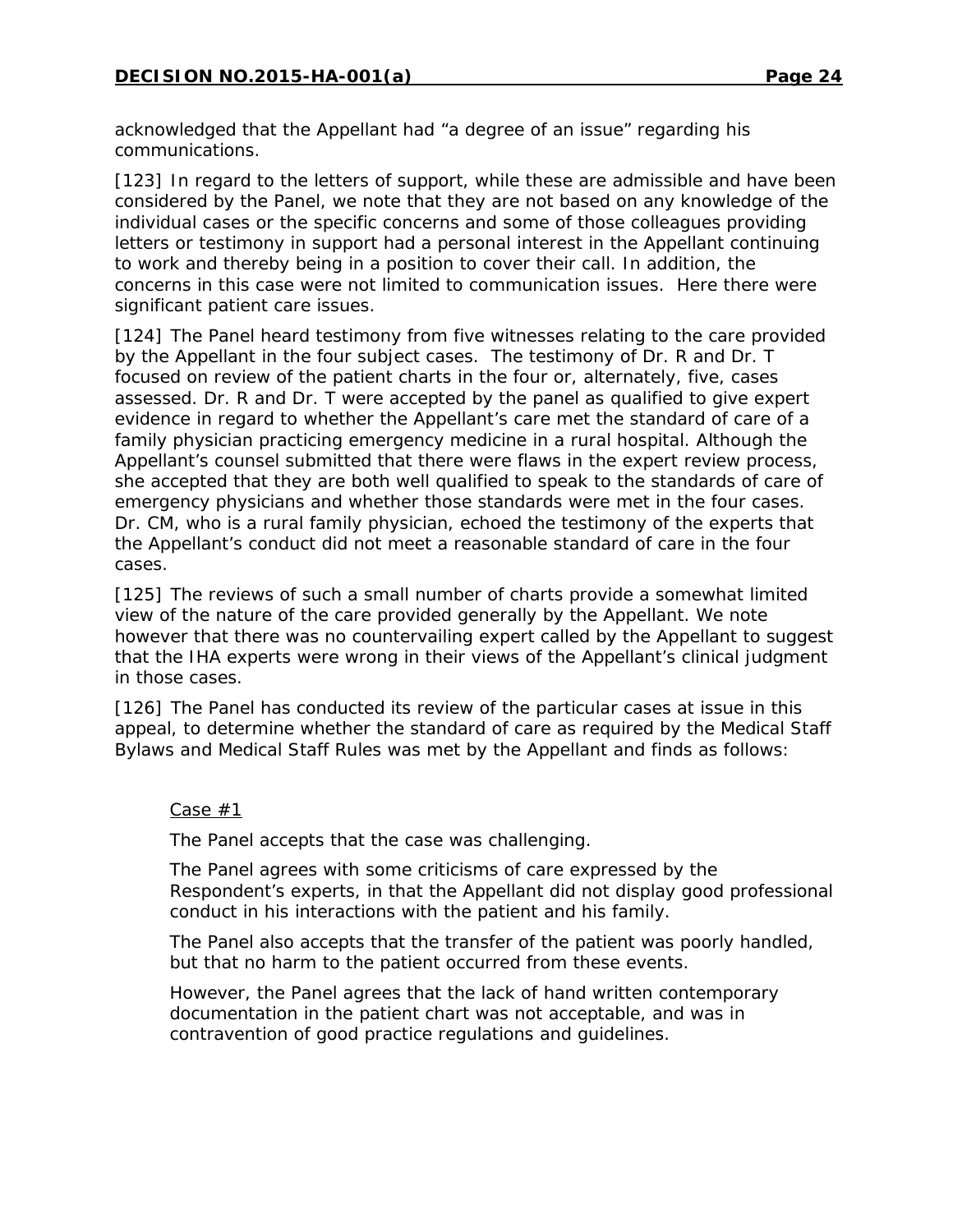acknowledged that the Appellant had "a degree of an issue" regarding his communications.

[123] In regard to the letters of support, while these are admissible and have been considered by the Panel, we note that they are not based on any knowledge of the individual cases or the specific concerns and some of those colleagues providing letters or testimony in support had a personal interest in the Appellant continuing to work and thereby being in a position to cover their call. In addition, the concerns in this case were not limited to communication issues. Here there were significant patient care issues.

[124] The Panel heard testimony from five witnesses relating to the care provided by the Appellant in the four subject cases. The testimony of Dr. R and Dr. T focused on review of the patient charts in the four or, alternately, five, cases assessed. Dr. R and Dr. T were accepted by the panel as qualified to give expert evidence in regard to whether the Appellant's care met the standard of care of a family physician practicing emergency medicine in a rural hospital. Although the Appellant's counsel submitted that there were flaws in the expert review process, she accepted that they are both well qualified to speak to the standards of care of emergency physicians and whether those standards were met in the four cases. Dr. CM, who is a rural family physician, echoed the testimony of the experts that the Appellant's conduct did not meet a reasonable standard of care in the four cases.

[125] The reviews of such a small number of charts provide a somewhat limited view of the nature of the care provided generally by the Appellant. We note however that there was no countervailing expert called by the Appellant to suggest that the IHA experts were wrong in their views of the Appellant's clinical judgment in those cases.

[126] The Panel has conducted its review of the particular cases at issue in this appeal, to determine whether the standard of care as required by the Medical Staff Bylaws and Medical Staff Rules was met by the Appellant and finds as follows:

<u>Case #1</u>

The Panel accepts that the case was challenging.

The Panel agrees with some criticisms of care expressed by the Respondent's experts, in that the Appellant did not display good professional conduct in his interactions with the patient and his family.

The Panel also accepts that the transfer of the patient was poorly handled, but that no harm to the patient occurred from these events.

However, the Panel agrees that the lack of hand written contemporary documentation in the patient chart was not acceptable, and was in contravention of good practice regulations and guidelines.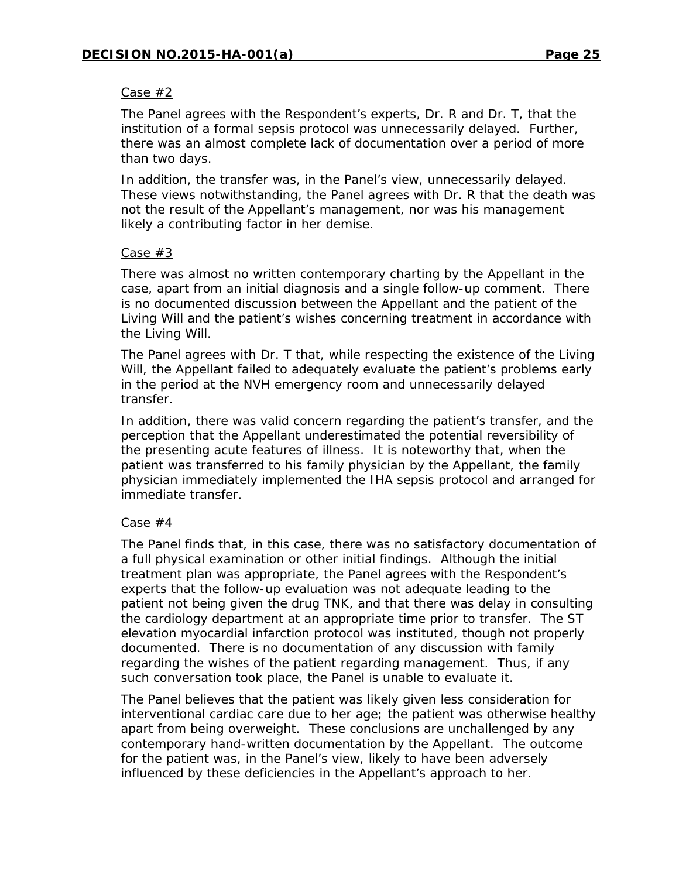Case #2

The Panel agrees with the Respondent's experts, Dr. R and Dr. T, that the institution of a formal sepsis protocol was unnecessarily delayed. Further, there was an almost complete lack of documentation over a period of more than two days.

In addition, the transfer was, in the Panel's view, unnecessarily delayed. These views notwithstanding, the Panel agrees with Dr. R that the death was not the result of the Appellant's management, nor was his management likely a contributing factor in her demise.

Case #3

There was almost no written contemporary charting by the Appellant in the case, apart from an initial diagnosis and a single follow-up comment. There is no documented discussion between the Appellant and the patient of the Living Will and the patient's wishes concerning treatment in accordance with the Living Will.

The Panel agrees with Dr. T that, while respecting the existence of the Living Will, the Appellant failed to adequately evaluate the patient's problems early in the period at the NVH emergency room and unnecessarily delayed transfer.

In addition, there was valid concern regarding the patient's transfer, and the perception that the Appellant underestimated the potential reversibility of the presenting acute features of illness. It is noteworthy that, when the patient was transferred to his family physician by the Appellant, the family physician immediately implemented the IHA sepsis protocol and arranged for immediate transfer.

Case #4

The Panel finds that, in this case, there was no satisfactory documentation of a full physical examination or other initial findings. Although the initial treatment plan was appropriate, the Panel agrees with the Respondent's experts that the follow-up evaluation was not adequate leading to the patient not being given the drug TNK, and that there was delay in consulting the cardiology department at an appropriate time prior to transfer. The ST elevation myocardial infarction protocol was instituted, though not properly documented. There is no documentation of any discussion with family regarding the wishes of the patient regarding management. Thus, if any such conversation took place, the Panel is unable to evaluate it.

The Panel believes that the patient was likely given less consideration for interventional cardiac care due to her age; the patient was otherwise healthy apart from being overweight. These conclusions are unchallenged by any contemporary hand-written documentation by the Appellant. The outcome for the patient was, in the Panel's view, likely to have been adversely influenced by these deficiencies in the Appellant's approach to her.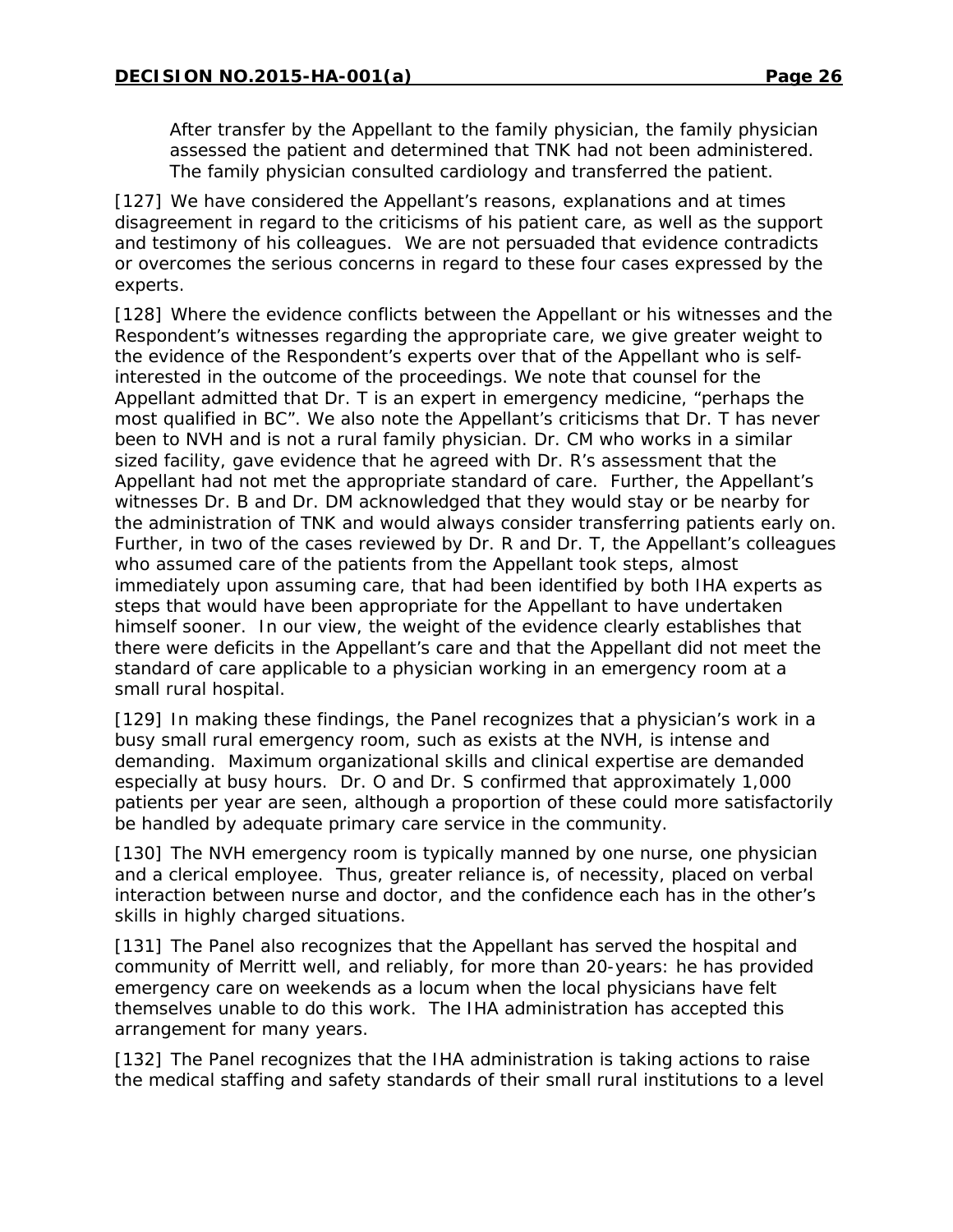After transfer by the Appellant to the family physician, the family physician assessed the patient and determined that TNK had not been administered. The family physician consulted cardiology and transferred the patient.

[127] We have considered the Appellant's reasons, explanations and at times disagreement in regard to the criticisms of his patient care, as well as the support and testimony of his colleagues. We are not persuaded that evidence contradicts or overcomes the serious concerns in regard to these four cases expressed by the experts.

[128] Where the evidence conflicts between the Appellant or his witnesses and the Respondent's witnesses regarding the appropriate care, we give greater weight to the evidence of the Respondent's experts over that of the Appellant who is self-interested in the outcome of the proceedings. We note that counsel for the Appellant admitted that Dr. T is an expert in emergency medicine, "perhaps the most qualified in BC". We also note the Appellant's criticisms that Dr. T has never been to NVH and is not a rural family physician. Dr. CM who works in a similar sized facility, gave evidence that he agreed with Dr. R's assessment that the Appellant had not met the appropriate standard of care. Further, the Appellant's witnesses Dr. B and Dr. DM acknowledged that they would stay or be nearby for the administration of TNK and would always consider transferring patients early on. Further, in two of the cases reviewed by Dr. R and Dr. T, the Appellant's colleagues who assumed care of the patients from the Appellant took steps, almost immediately upon assuming care, that had been identified by both IHA experts as steps that would have been appropriate for the Appellant to have undertaken himself sooner. In our view, the weight of the evidence clearly establishes that there were deficits in the Appellant's care and that the Appellant did not meet the standard of care applicable to a physician working in an emergency room at a small rural hospital.

[129] In making these findings, the Panel recognizes that a physician's work in a busy small rural emergency room, such as exists at the NVH, is intense and demanding. Maximum organizational skills and clinical expertise are demanded especially at busy hours. Dr. O and Dr. S confirmed that approximately 1,000 patients per year are seen, although a proportion of these could more satisfactorily be handled by adequate primary care service in the community.

[130] The NVH emergency room is typically manned by one nurse, one physician and a clerical employee. Thus, greater reliance is, of necessity, placed on verbal interaction between nurse and doctor, and the confidence each has in the other's skills in highly charged situations.

[131] The Panel also recognizes that the Appellant has served the hospital and community of Merritt well, and reliably, for more than 20-years: he has provided emergency care on weekends as a locum when the local physicians have felt themselves unable to do this work. The IHA administration has accepted this arrangement for many years.

[132] The Panel recognizes that the IHA administration is taking actions to raise the medical staffing and safety standards of their small rural institutions to a level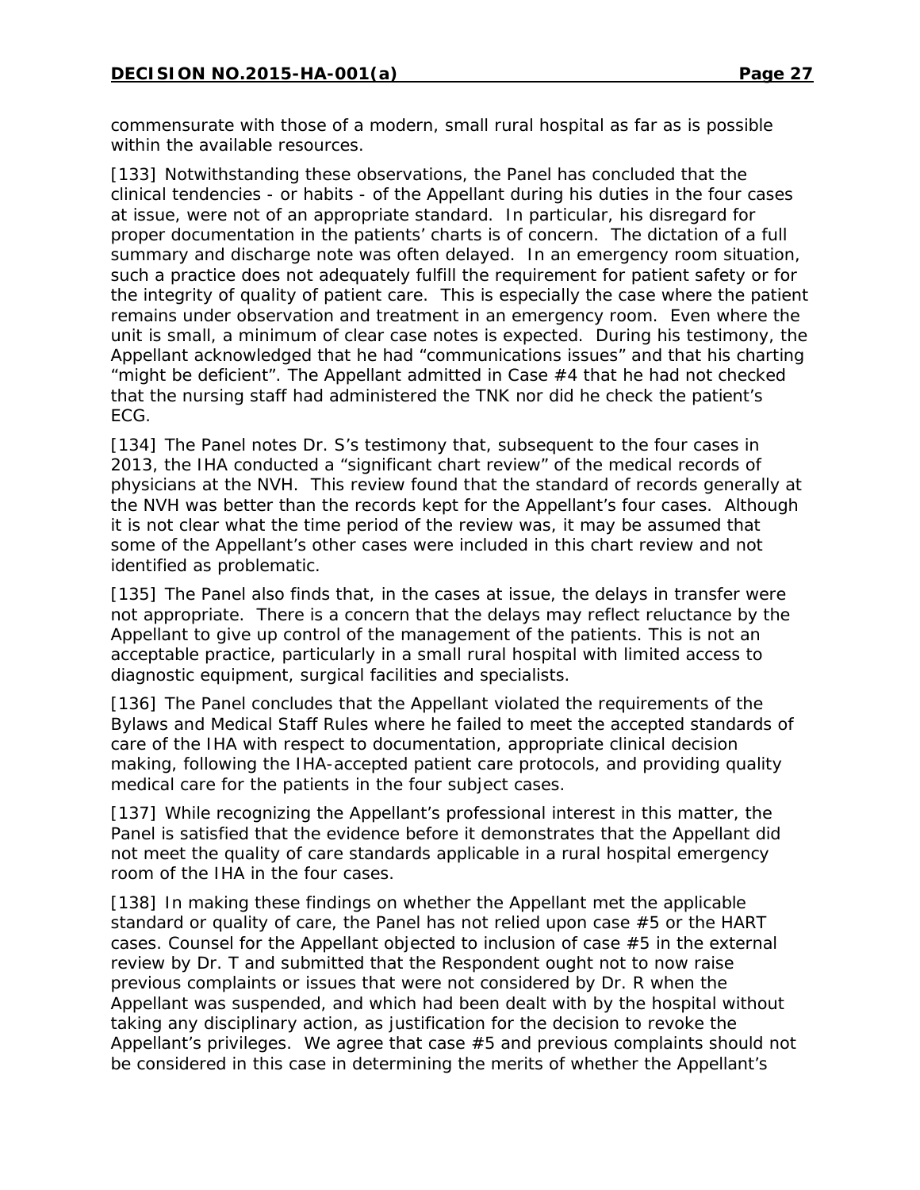commensurate with those of a modern, small rural hospital as far as is possible within the available resources.

[133] Notwithstanding these observations, the Panel has concluded that the clinical tendencies - or habits - of the Appellant during his duties in the four cases at issue, were not of an appropriate standard. In particular, his disregard for proper documentation in the patients' charts is of concern. The dictation of a full summary and discharge note was often delayed. In an emergency room situation, such a practice does not adequately fulfill the requirement for patient safety or for the integrity of quality of patient care. This is especially the case where the patient remains under observation and treatment in an emergency room. Even where the unit is small, a minimum of clear case notes is expected. During his testimony, the Appellant acknowledged that he had "communications issues" and that his charting "might be deficient". The Appellant admitted in Case #4 that he had not checked that the nursing staff had administered the TNK nor did he check the patient's ECG.

[134] The Panel notes Dr. S's testimony that, subsequent to the four cases in 2013, the IHA conducted a "significant chart review" of the medical records of physicians at the NVH. This review found that the standard of records generally at the NVH was better than the records kept for the Appellant's four cases. Although it is not clear what the time period of the review was, it may be assumed that some of the Appellant's other cases were included in this chart review and not identified as problematic.

[135] The Panel also finds that, in the cases at issue, the delays in transfer were not appropriate. There is a concern that the delays may reflect reluctance by the Appellant to give up control of the management of the patients. This is not an acceptable practice, particularly in a small rural hospital with limited access to diagnostic equipment, surgical facilities and specialists.

[136] The Panel concludes that the Appellant violated the requirements of the Bylaws and Medical Staff Rules where he failed to meet the accepted standards of care of the IHA with respect to documentation, appropriate clinical decision making, following the IHA-accepted patient care protocols, and providing quality medical care for the patients in the four subject cases.

[137] While recognizing the Appellant's professional interest in this matter, the Panel is satisfied that the evidence before it demonstrates that the Appellant did not meet the quality of care standards applicable in a rural hospital emergency room of the IHA in the four cases.

[138] In making these findings on whether the Appellant met the applicable standard or quality of care, the Panel has not relied upon case #5 or the HART cases. Counsel for the Appellant objected to inclusion of case #5 in the external review by Dr. T and submitted that the Respondent ought not to now raise previous complaints or issues that were not considered by Dr. R when the Appellant was suspended, and which had been dealt with by the hospital without taking any disciplinary action, as justification for the decision to revoke the Appellant's privileges. We agree that case #5 and previous complaints should not be considered in this case in determining the merits of whether the Appellant's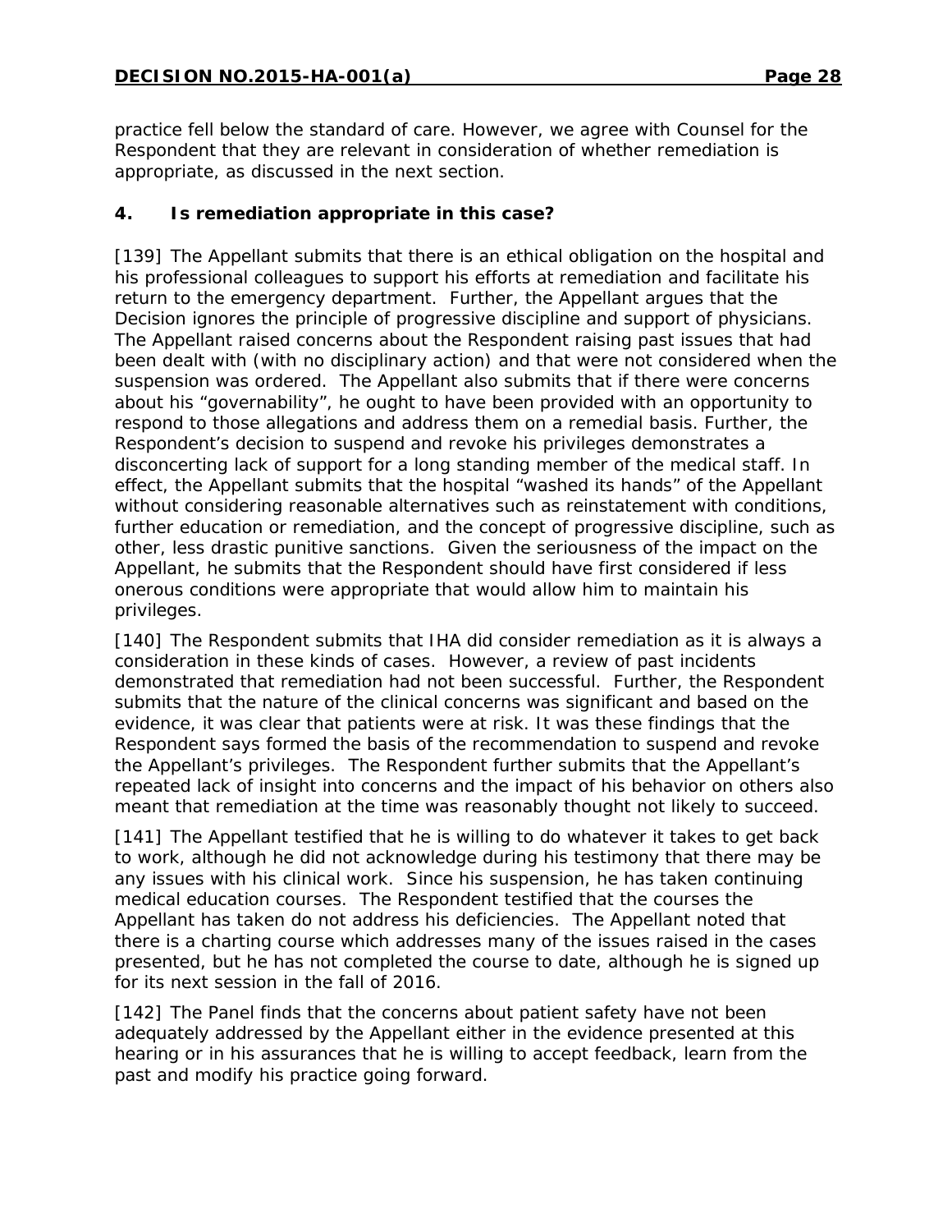practice fell below the standard of care. However, we agree with Counsel for the Respondent that they are relevant in consideration of whether remediation is appropriate, as discussed in the next section.

### 4. Is remediation appropriate in this case?

[139] The Appellant submits that there is an ethical obligation on the hospital and his professional colleagues to support his efforts at remediation and facilitate his return to the emergency department. Further, the Appellant argues that the Decision ignores the principle of progressive discipline and support of physicians. The Appellant raised concerns about the Respondent raising past issues that had been dealt with (with no disciplinary action) and that were not considered when the suspension was ordered. The Appellant also submits that if there were concerns about his "governability", he ought to have been provided with an opportunity to respond to those allegations and address them on a remedial basis. Further, the Respondent's decision to suspend and revoke his privileges demonstrates a disconcerting lack of support for a long standing member of the medical staff. In effect, the Appellant submits that the hospital "washed its hands" of the Appellant without considering reasonable alternatives such as reinstatement with conditions, further education or remediation, and the concept of progressive discipline, such as other, less drastic punitive sanctions. Given the seriousness of the impact on the Appellant, he submits that the Respondent should have first considered if less onerous conditions were appropriate that would allow him to maintain his privileges.

[140] The Respondent submits that IHA did consider remediation as it is always a consideration in these kinds of cases. However, a review of past incidents demonstrated that remediation had not been successful. Further, the Respondent submits that the nature of the clinical concerns was significant and based on the evidence, it was clear that patients were at risk. It was these findings that the Respondent says formed the basis of the recommendation to suspend and revoke the Appellant's privileges. The Respondent further submits that the Appellant's repeated lack of insight into concerns and the impact of his behavior on others also meant that remediation at the time was reasonably thought not likely to succeed.

[141] The Appellant testified that he is willing to do whatever it takes to get back to work, although he did not acknowledge during his testimony that there may be any issues with his clinical work. Since his suspension, he has taken continuing medical education courses. The Respondent testified that the courses the Appellant has taken do not address his deficiencies. The Appellant noted that there is a charting course which addresses many of the issues raised in the cases presented, but he has not completed the course to date, although he is signed up for its next session in the fall of 2016.

[142] The Panel finds that the concerns about patient safety have not been adequately addressed by the Appellant either in the evidence presented at this hearing or in his assurances that he is willing to accept feedback, learn from the past and modify his practice going forward.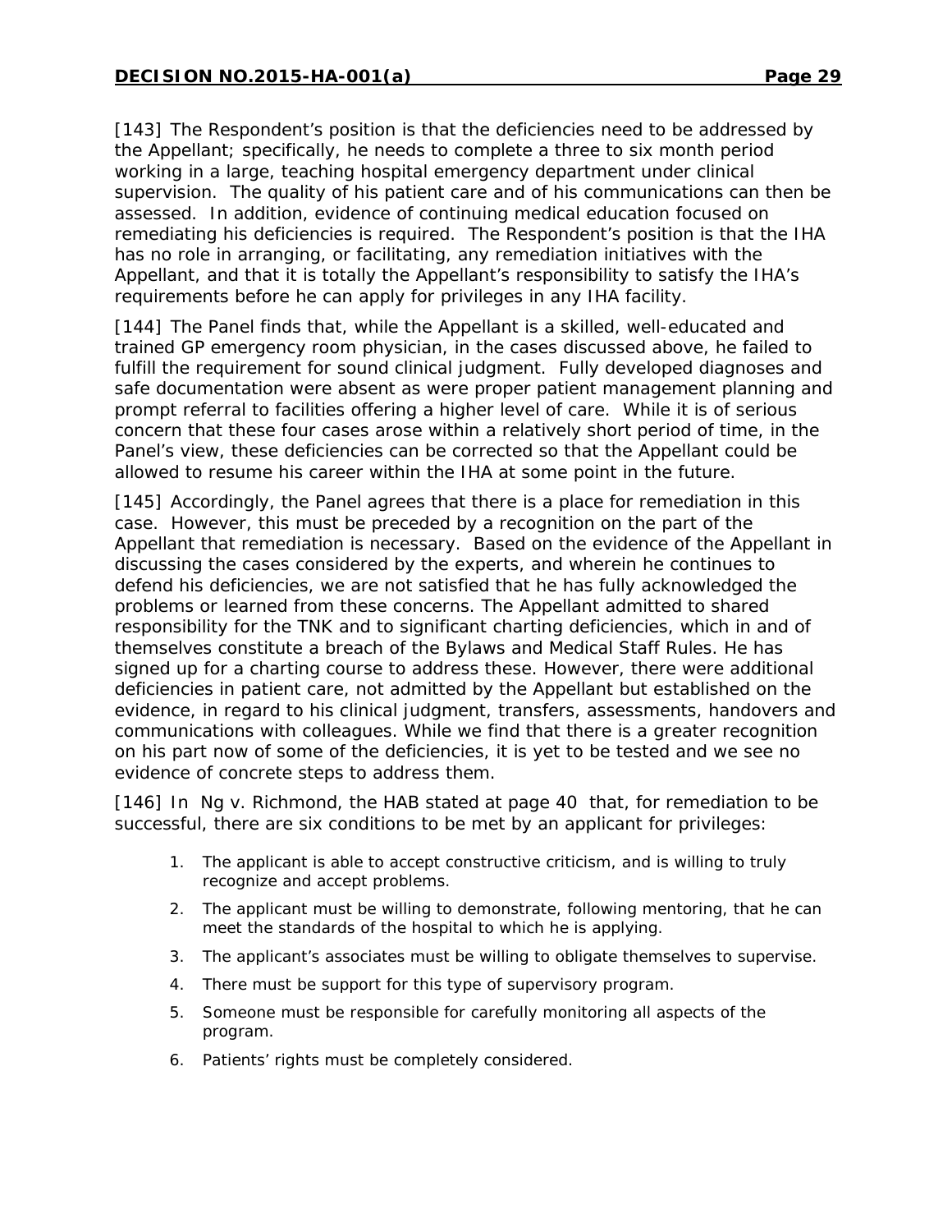[143] The Respondent's position is that the deficiencies need to be addressed by the Appellant; specifically, he needs to complete a three to six month period working in a large, teaching hospital emergency department under clinical supervision. The quality of his patient care and of his communications can then be assessed. In addition, evidence of continuing medical education focused on remediating his deficiencies is required. The Respondent's position is that the IHA has no role in arranging, or facilitating, any remediation initiatives with the Appellant, and that it is totally the Appellant's responsibility to satisfy the IHA's requirements before he can apply for privileges in any IHA facility.

[144] The Panel finds that, while the Appellant is a skilled, well-educated and trained GP emergency room physician, in the cases discussed above, he failed to fulfill the requirement for sound clinical judgment. Fully developed diagnoses and safe documentation were absent as were proper patient management planning and prompt referral to facilities offering a higher level of care. While it is of serious concern that these four cases arose within a relatively short period of time, in the Panel's view, these deficiencies can be corrected so that the Appellant could be allowed to resume his career within the IHA at some point in the future.

[145] Accordingly, the Panel agrees that there is a place for remediation in this case. However, this must be preceded by a recognition on the part of the Appellant that remediation is necessary. Based on the evidence of the Appellant in discussing the cases considered by the experts, and wherein he continues to defend his deficiencies, we are not satisfied that he has fully acknowledged the problems or learned from these concerns. The Appellant admitted to shared responsibility for the TNK and to significant charting deficiencies, which in and of themselves constitute a breach of the Bylaws and Medical Staff Rules. He has signed up for a charting course to address these. However, there were additional deficiencies in patient care, not admitted by the Appellant but established on the evidence, in regard to his clinical judgment, transfers, assessments, handovers and communications with colleagues. While we find that there is a greater recognition on his part now of some of the deficiencies, it is yet to be tested and we see no evidence of concrete steps to address them.

[146] In *Ng v. Richmond*, the HAB stated at page 40 that, for remediation to be successful, there are six conditions to be met by an applicant for privileges:

1. The applicant is able to accept constructive criticism, and is willing to truly recognize and accept problems.
2. The applicant must be willing to demonstrate, following mentoring, that he can meet the standards of the hospital to which he is applying.
3. The applicant's associates must be willing to obligate themselves to supervise.
4. There must be support for this type of supervisory program.
5. Someone must be responsible for carefully monitoring all aspects of the program.
6. Patients' rights must be completely considered.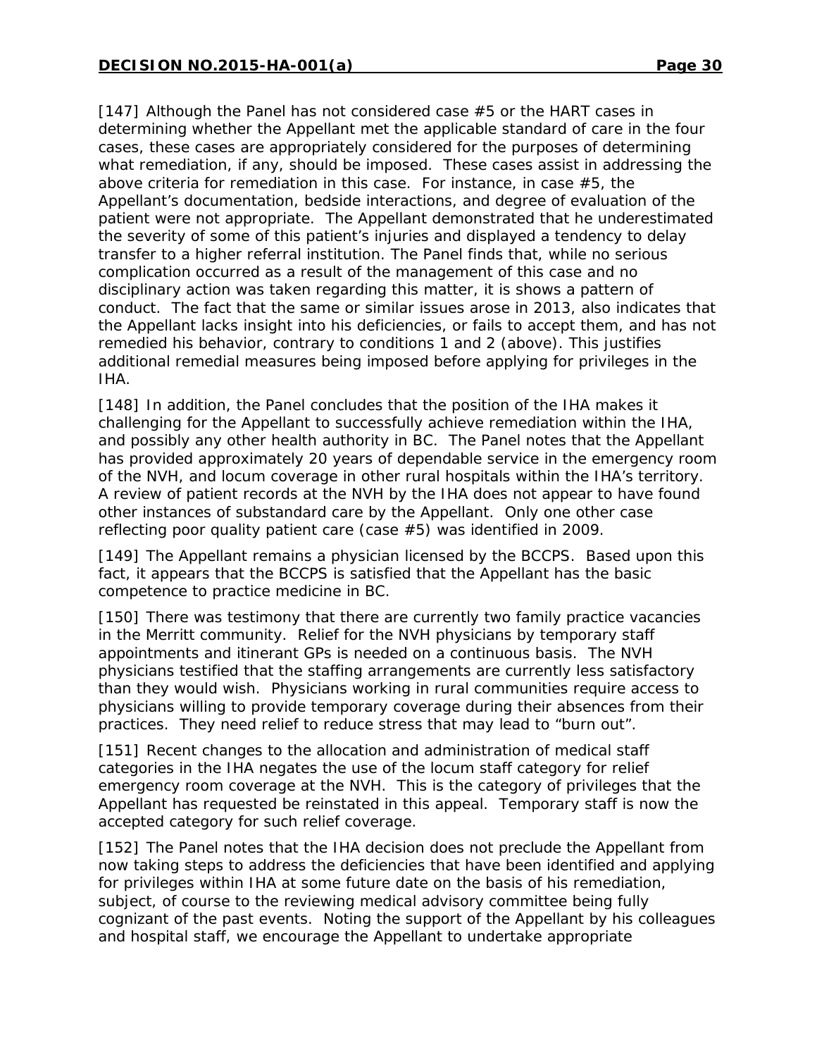[147] Although the Panel has not considered case #5 or the HART cases in determining whether the Appellant met the applicable standard of care in the four cases, these cases are appropriately considered for the purposes of determining what remediation, if any, should be imposed. These cases assist in addressing the above criteria for remediation in this case. For instance, in case #5, the Appellant's documentation, bedside interactions, and degree of evaluation of the patient were not appropriate. The Appellant demonstrated that he underestimated the severity of some of this patient's injuries and displayed a tendency to delay transfer to a higher referral institution. The Panel finds that, while no serious complication occurred as a result of the management of this case and no disciplinary action was taken regarding this matter, it is shows a pattern of conduct. The fact that the same or similar issues arose in 2013, also indicates that the Appellant lacks insight into his deficiencies, or fails to accept them, and has not remedied his behavior, contrary to conditions 1 and 2 (above). This justifies additional remedial measures being imposed before applying for privileges in the IHA.

[148] In addition, the Panel concludes that the position of the IHA makes it challenging for the Appellant to successfully achieve remediation within the IHA, and possibly any other health authority in BC. The Panel notes that the Appellant has provided approximately 20 years of dependable service in the emergency room of the NVH, and locum coverage in other rural hospitals within the IHA's territory. A review of patient records at the NVH by the IHA does not appear to have found other instances of substandard care by the Appellant. Only one other case reflecting poor quality patient care (case #5) was identified in 2009.

[149] The Appellant remains a physician licensed by the BCCPS. Based upon this fact, it appears that the BCCPS is satisfied that the Appellant has the basic competence to practice medicine in BC.

[150] There was testimony that there are currently two family practice vacancies in the Merritt community. Relief for the NVH physicians by temporary staff appointments and itinerant GPs is needed on a continuous basis. The NVH physicians testified that the staffing arrangements are currently less satisfactory than they would wish. Physicians working in rural communities require access to physicians willing to provide temporary coverage during their absences from their practices. They need relief to reduce stress that may lead to "burn out".

[151] Recent changes to the allocation and administration of medical staff categories in the IHA negates the use of the locum staff category for relief emergency room coverage at the NVH. This is the category of privileges that the Appellant has requested be reinstated in this appeal. Temporary staff is now the accepted category for such relief coverage.

[152] The Panel notes that the IHA decision does not preclude the Appellant from now taking steps to address the deficiencies that have been identified and applying for privileges within IHA at some future date on the basis of his remediation, subject, of course to the reviewing medical advisory committee being fully cognizant of the past events. Noting the support of the Appellant by his colleagues and hospital staff, we encourage the Appellant to undertake appropriate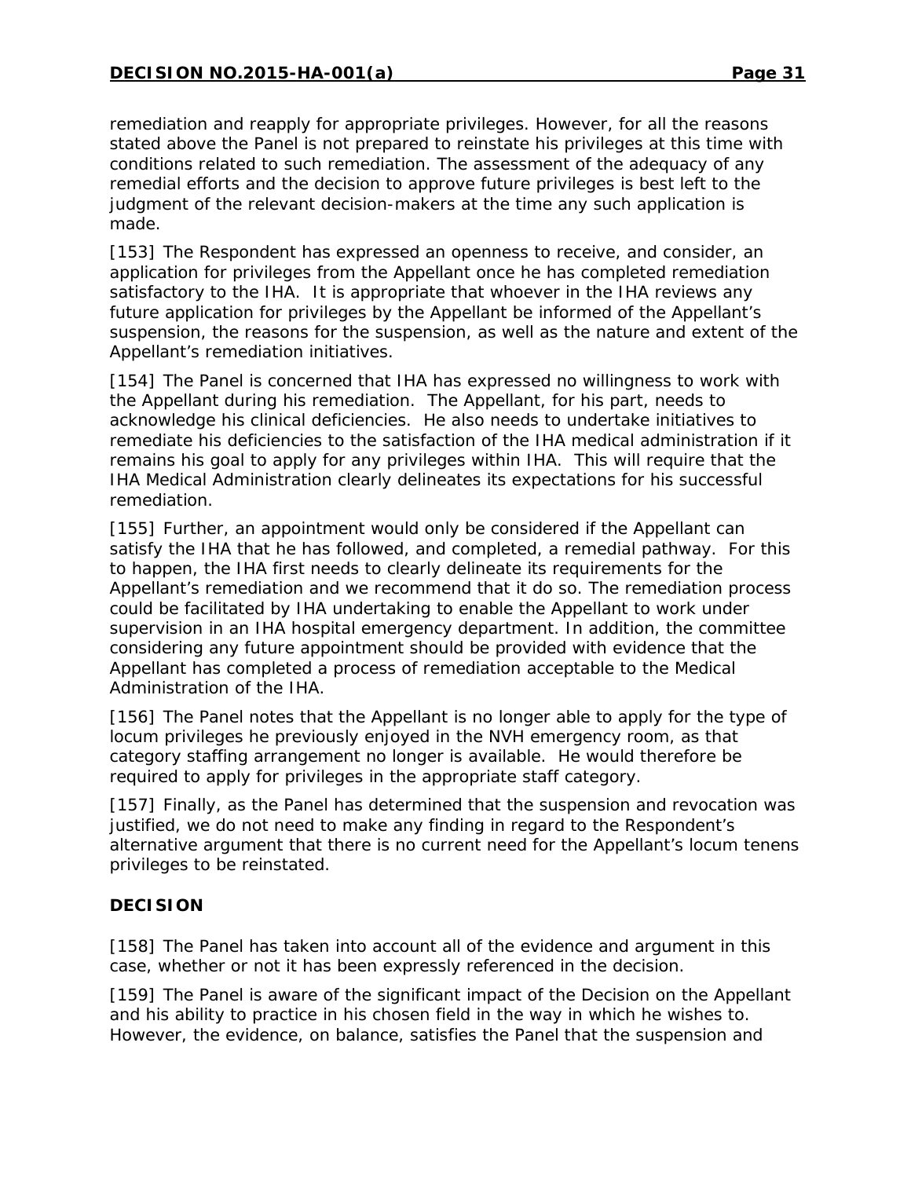remediation and reapply for appropriate privileges. However, for all the reasons stated above the Panel is not prepared to reinstate his privileges at this time with conditions related to such remediation. The assessment of the adequacy of any remedial efforts and the decision to approve future privileges is best left to the judgment of the relevant decision-makers at the time any such application is made.

[153] The Respondent has expressed an openness to receive, and consider, an application for privileges from the Appellant once he has completed remediation satisfactory to the IHA. It is appropriate that whoever in the IHA reviews any future application for privileges by the Appellant be informed of the Appellant's suspension, the reasons for the suspension, as well as the nature and extent of the Appellant's remediation initiatives.

[154] The Panel is concerned that IHA has expressed no willingness to work with the Appellant during his remediation. The Appellant, for his part, needs to acknowledge his clinical deficiencies. He also needs to undertake initiatives to remediate his deficiencies to the satisfaction of the IHA medical administration if it remains his goal to apply for any privileges within IHA. This will require that the IHA Medical Administration clearly delineates its expectations for his successful remediation.

[155] Further, an appointment would only be considered if the Appellant can satisfy the IHA that he has followed, and completed, a remedial pathway. For this to happen, the IHA first needs to clearly delineate its requirements for the Appellant's remediation and we recommend that it do so. The remediation process could be facilitated by IHA undertaking to enable the Appellant to work under supervision in an IHA hospital emergency department. In addition, the committee considering any future appointment should be provided with evidence that the Appellant has completed a process of remediation acceptable to the Medical Administration of the IHA.

[156] The Panel notes that the Appellant is no longer able to apply for the type of locum privileges he previously enjoyed in the NVH emergency room, as that category staffing arrangement no longer is available. He would therefore be required to apply for privileges in the appropriate staff category.

[157] Finally, as the Panel has determined that the suspension and revocation was justified, we do not need to make any finding in regard to the Respondent's alternative argument that there is no current need for the Appellant's locum tenens privileges to be reinstated.

## DECISION

[158] The Panel has taken into account all of the evidence and argument in this case, whether or not it has been expressly referenced in the decision.

[159] The Panel is aware of the significant impact of the Decision on the Appellant and his ability to practice in his chosen field in the way in which he wishes to. However, the evidence, on balance, satisfies the Panel that the suspension and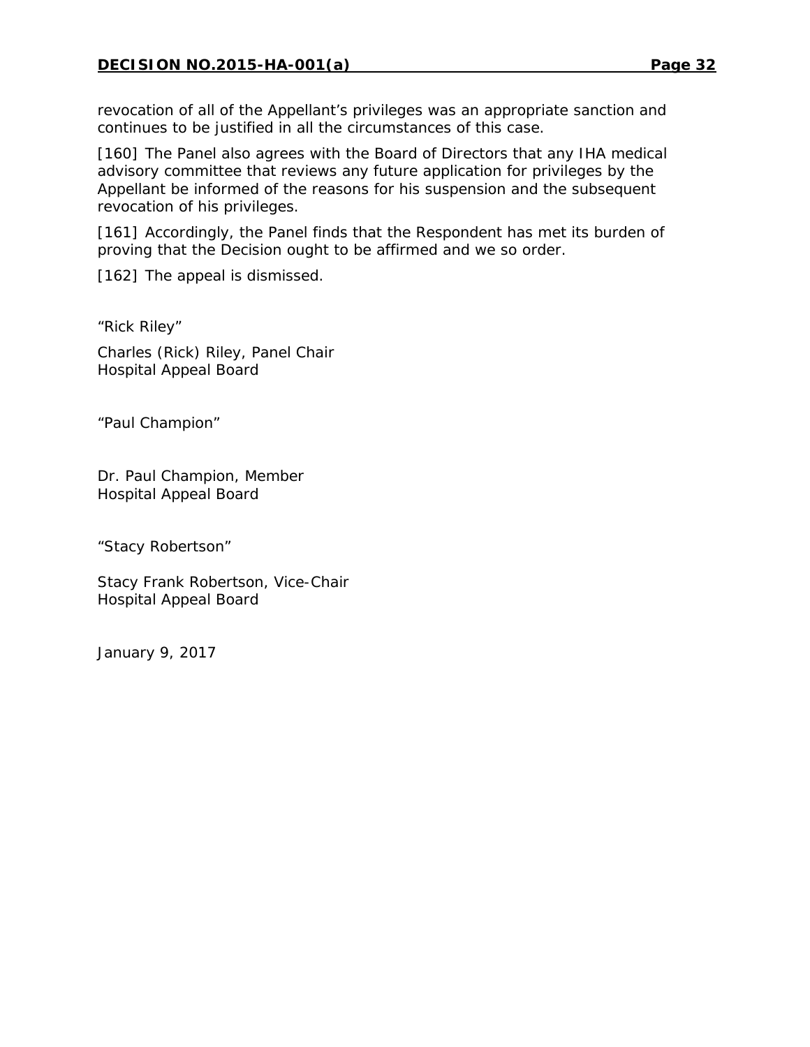revocation of all of the Appellant's privileges was an appropriate sanction and continues to be justified in all the circumstances of this case.

[160] The Panel also agrees with the Board of Directors that any IHA medical advisory committee that reviews any future application for privileges by the Appellant be informed of the reasons for his suspension and the subsequent revocation of his privileges.

[161] Accordingly, the Panel finds that the Respondent has met its burden of proving that the Decision ought to be affirmed and we so order.

[162] The appeal is dismissed.

"Rick Riley"

Charles (Rick) Riley, Panel Chair
Hospital Appeal Board

"Paul Champion"

Dr. Paul Champion, Member
Hospital Appeal Board

"Stacy Robertson"

Stacy Frank Robertson, Vice-Chair
Hospital Appeal Board

January 9, 2017